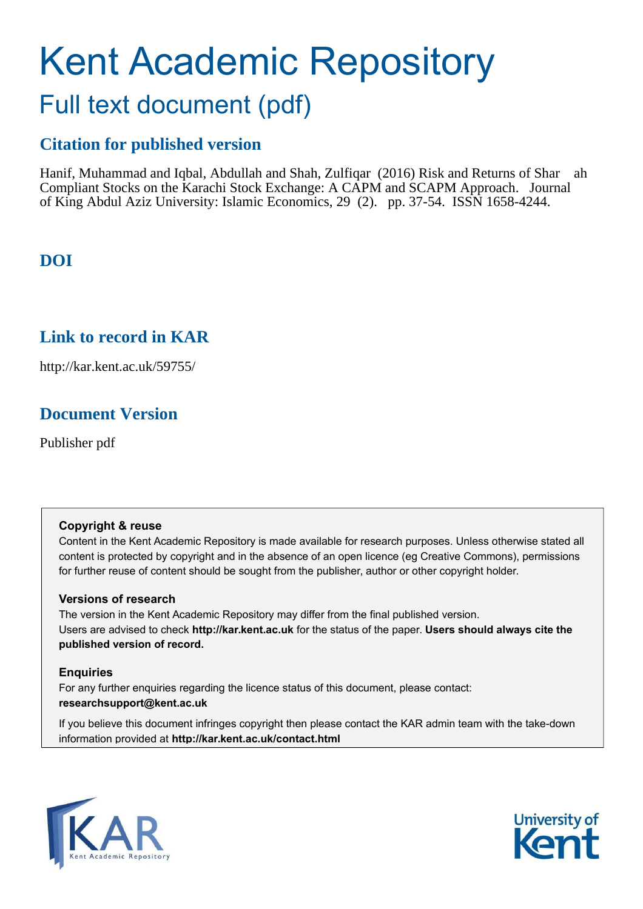# Kent Academic Repository

## Full text document (pdf)

### Citation for published version

Hanif, Muhammad and Iqbal, Abdullah and Shah, Zulfiqar (2016) Risk and Returns of Shar ah Compliant Stocks on the Karachi Stock Exchange: A CAPM and SCAPM Approach. Journal of King Abdul Aziz University: Islamic Economics, 29 (2). pp. 37-54. ISSN 1658-4244.

### DOI

### Link to record in KAR

http://kar.kent.ac.uk/59755/

### Document Version

Publisher pdf

**Copyright & reuse**

Content in the Kent Academic Repository is made available for research purposes. Unless otherwise stated all content is protected by copyright and in the absence of an open licence (eg Creative Commons), permissions for further reuse of content should be sought from the publisher, author or other copyright holder.

**Versions of research**

The version in the Kent Academic Repository may differ from the final published version. Users are advised to check **http://kar.kent.ac.uk** for the status of the paper. **Users should always cite the published version of record.**

**Enquiries**

For any further enquiries regarding the licence status of this document, please contact: **researchsupport@kent.ac.uk**

If you believe this document infringes copyright then please contact the KAR admin team with the take-down information provided at **http://kar.kent.ac.uk/contact.html**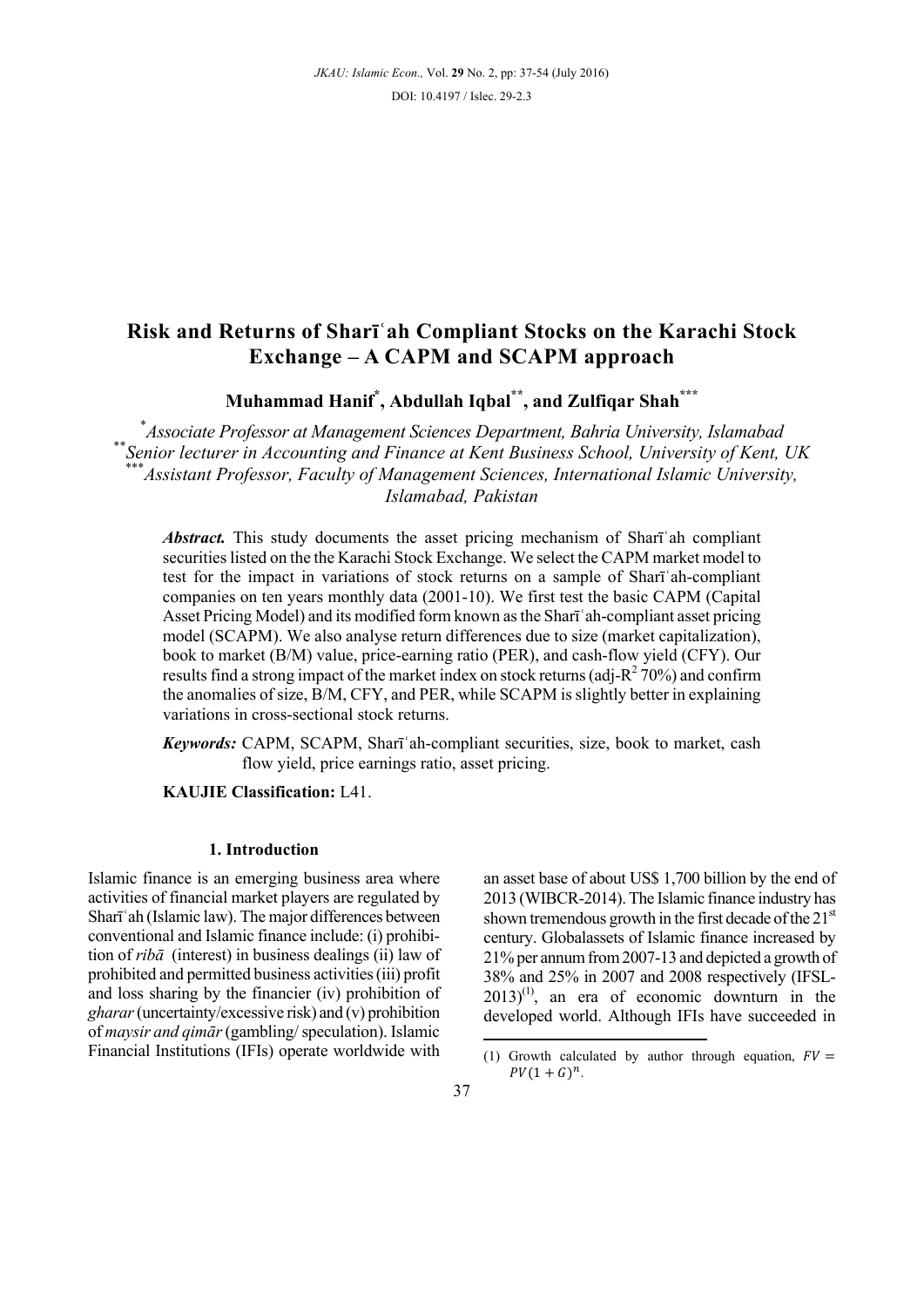# Risk and Returns of Sharīʿah Compliant Stocks on the Karachi Stock Exchange – A CAPM and SCAPM approach

**Muhammad Hanif**[*], **Abdullah Iqbal**[**], **and Zulfiqar Shah**[***]

[*] *Associate Professor at Management Sciences Department, Bahria University, Islamabad*

[**] *Senior lecturer in Accounting and Finance at Kent Business School, University of Kent, UK*

[***] *Assistant Professor, Faculty of Management Sciences, International Islamic University, Islamabad, Pakistan*

> ***Abstract.*** This study documents the asset pricing mechanism of Sharīʿah compliant securities listed on the the Karachi Stock Exchange. We select the CAPM market model to test for the impact in variations of stock returns on a sample of Sharīʿah-compliant companies on ten years monthly data (2001-10). We first test the basic CAPM (Capital Asset Pricing Model) and its modified form known as the Sharīʿah-compliant asset pricing model (SCAPM). We also analyse return differences due to size (market capitalization), book to market (B/M) value, price-earning ratio (PER), and cash-flow yield (CFY). Our results find a strong impact of the market index on stock returns (adj-$R^2$ 70%) and confirm the anomalies of size, B/M, CFY, and PER, while SCAPM is slightly better in explaining variations in cross-sectional stock returns.

***Keywords:*** CAPM, SCAPM, Sharīʿah-compliant securities, size, book to market, cash flow yield, price earnings ratio, asset pricing.

**KAUJIE Classification:** L41.

## 1. Introduction

Islamic finance is an emerging business area where activities of financial market players are regulated by Sharīʿah (Islamic law). The major differences between conventional and Islamic finance include: (i) prohibition of *ribā* (interest) in business dealings (ii) law of prohibited and permitted business activities (iii) profit and loss sharing by the financier (iv) prohibition of *gharar* (uncertainty/excessive risk) and (v) prohibition of *maysir and qimār* (gambling/ speculation). Islamic Financial Institutions (IFIs) operate worldwide with an asset base of about US$ 1,700 billion by the end of 2013 (WIBCR-2014). The Islamic finance industry has shown tremendous growth in the first decade of the 21st century. Globalassets of Islamic finance increased by 21% per annum from 2007-13 and depicted a growth of 38% and 25% in 2007 and 2008 respectively (IFSL-2013)[(1)], an era of economic downturn in the developed world. Although IFIs have succeeded in

(1) Growth calculated by author through equation, $FV = PV(1+G)^n$.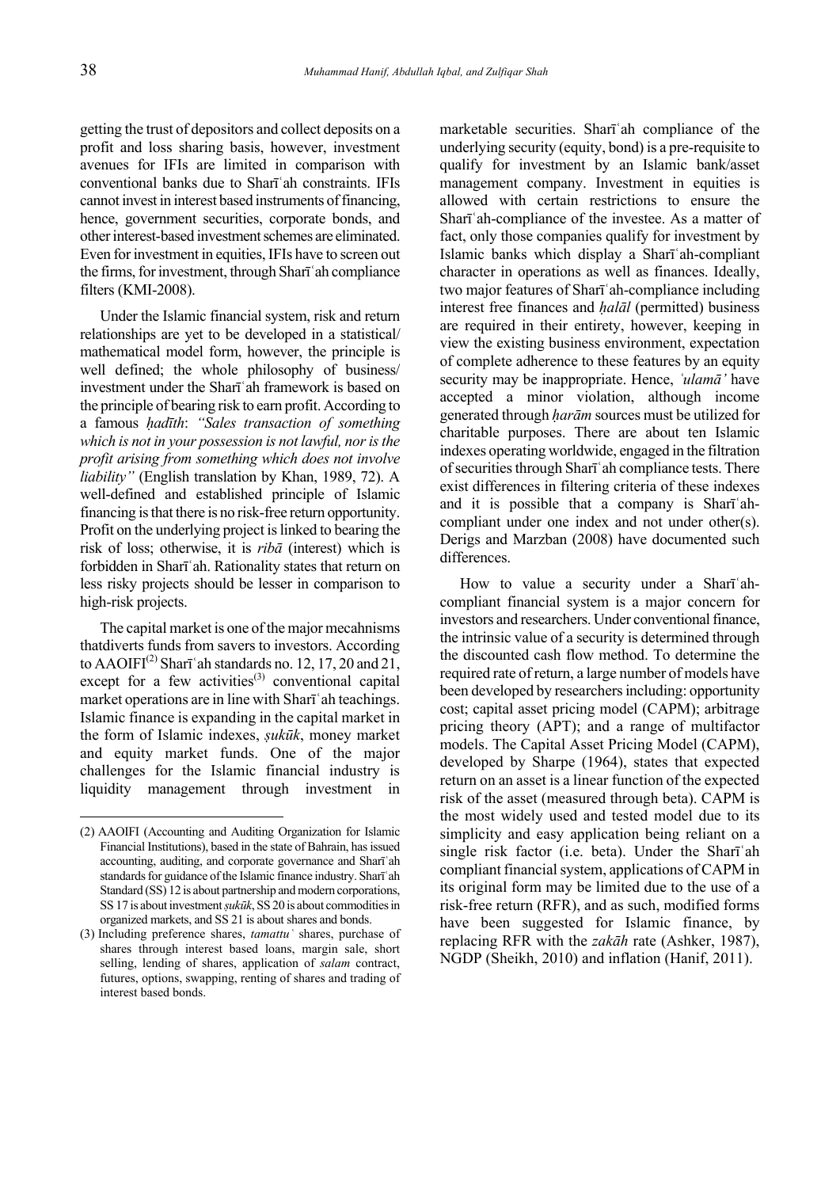getting the trust of depositors and collect deposits on a profit and loss sharing basis, however, investment avenues for IFIs are limited in comparison with conventional banks due to Sharīʿah constraints. IFIs cannot invest in interest based instruments of financing, hence, government securities, corporate bonds, and other interest-based investment schemes are eliminated. Even for investment in equities, IFIs have to screen out the firms, for investment, through Sharīʿah compliance filters (KMI-2008).

Under the Islamic financial system, risk and return relationships are yet to be developed in a statistical/mathematical model form, however, the principle is well defined; the whole philosophy of business/investment under the Sharīʿah framework is based on the principle of bearing risk to earn profit. According to a famous *ḥadīth*: *"Sales transaction of something which is not in your possession is not lawful, nor is the profit arising from something which does not involve liability"* (English translation by Khan, 1989, 72). A well-defined and established principle of Islamic financing is that there is no risk-free return opportunity. Profit on the underlying project is linked to bearing the risk of loss; otherwise, it is *ribā* (interest) which is forbidden in Sharīʿah. Rationality states that return on less risky projects should be lesser in comparison to high-risk projects.

The capital market is one of the major mecahnisms thatdiverts funds from savers to investors. According to AAOIFI[2] Sharīʿah standards no. 12, 17, 20 and 21, except for a few activities[3] conventional capital market operations are in line with Sharīʿah teachings. Islamic finance is expanding in the capital market in the form of Islamic indexes, *ṣukūk*, money market and equity market funds. One of the major challenges for the Islamic financial industry is liquidity management through investment in marketable securities. Sharīʿah compliance of the underlying security (equity, bond) is a pre-requisite to qualify for investment by an Islamic bank/asset management company. Investment in equities is allowed with certain restrictions to ensure the Sharīʿah-compliance of the investee. As a matter of fact, only those companies qualify for investment by Islamic banks which display a Sharīʿah-compliant character in operations as well as finances. Ideally, two major features of Sharīʿah-compliance including interest free finances and *ḥalāl* (permitted) business are required in their entirety, however, keeping in view the existing business environment, expectation of complete adherence to these features by an equity security may be inappropriate. Hence, *ʿulamā'* have accepted a minor violation, although income generated through *ḥarām* sources must be utilized for charitable purposes. There are about ten Islamic indexes operating worldwide, engaged in the filtration of securities through Sharīʿah compliance tests. There exist differences in filtering criteria of these indexes and it is possible that a company is Sharīʿah-compliant under one index and not under other(s). Derigs and Marzban (2008) have documented such differences.

How to value a security under a Sharīʿah-compliant financial system is a major concern for investors and researchers. Under conventional finance, the intrinsic value of a security is determined through the discounted cash flow method. To determine the required rate of return, a large number of models have been developed by researchers including: opportunity cost; capital asset pricing model (CAPM); arbitrage pricing theory (APT); and a range of multifactor models. The Capital Asset Pricing Model (CAPM), developed by Sharpe (1964), states that expected return on an asset is a linear function of the expected risk of the asset (measured through beta). CAPM is the most widely used and tested model due to its simplicity and easy application being reliant on a single risk factor (i.e. beta). Under the Sharīʿah compliant financial system, applications of CAPM in its original form may be limited due to the use of a risk-free return (RFR), and as such, modified forms have been suggested for Islamic finance, by replacing RFR with the *zakāh* rate (Ashker, 1987), NGDP (Sheikh, 2010) and inflation (Hanif, 2011).

---

(2) AAOIFI (Accounting and Auditing Organization for Islamic Financial Institutions), based in the state of Bahrain, has issued accounting, auditing, and corporate governance and Sharīʿah standards for guidance of the Islamic finance industry. Sharīʿah Standard (SS) 12 is about partnership and modern corporations, SS 17 is about investment *ṣukūk*, SS 20 is about commodities in organized markets, and SS 21 is about shares and bonds.

(3) Including preference shares, *tamattuʿ* shares, purchase of shares through interest based loans, margin sale, short selling, lending of shares, application of *salam* contract, futures, options, swapping, renting of shares and trading of interest based bonds.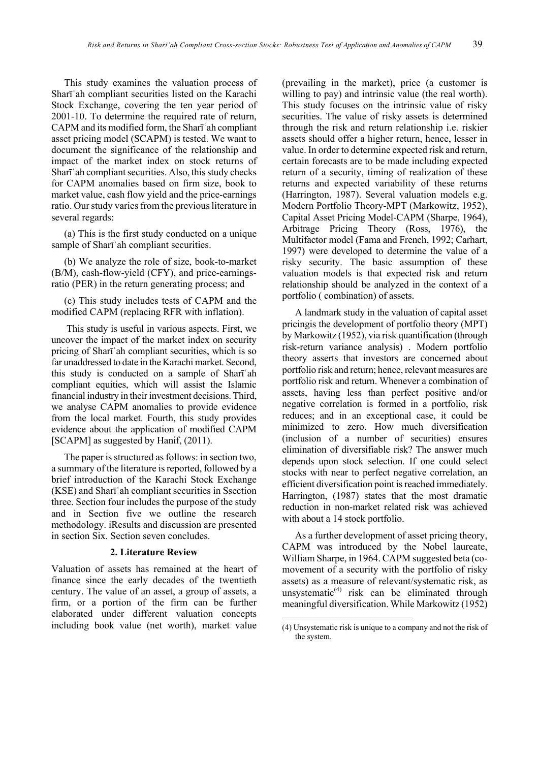This study examines the valuation process of Sharīʿah compliant securities listed on the Karachi Stock Exchange, covering the ten year period of 2001-10. To determine the required rate of return, CAPM and its modified form, the Sharīʿah compliant asset pricing model (SCAPM) is tested. We want to document the significance of the relationship and impact of the market index on stock returns of Sharīʿah compliant securities. Also, this study checks for CAPM anomalies based on firm size, book to market value, cash flow yield and the price-earnings ratio. Our study varies from the previous literature in several regards:

(a) This is the first study conducted on a unique sample of Sharīʿah compliant securities.

(b) We analyze the role of size, book-to-market (B/M), cash-flow-yield (CFY), and price-earnings-ratio (PER) in the return generating process; and

(c) This study includes tests of CAPM and the modified CAPM (replacing RFR with inflation).

This study is useful in various aspects. First, we uncover the impact of the market index on security pricing of Sharīʿah compliant securities, which is so far unaddressed to date in the Karachi market. Second, this study is conducted on a sample of Sharīʿah compliant equities, which will assist the Islamic financial industry in their investment decisions. Third, we analyse CAPM anomalies to provide evidence from the local market. Fourth, this study provides evidence about the application of modified CAPM [SCAPM] as suggested by Hanif, (2011).

The paper is structured as follows: in section two, a summary of the literature is reported, followed by a brief introduction of the Karachi Stock Exchange (KSE) and Sharīʿah compliant securities in Ssection three. Section four includes the purpose of the study and in Section five we outline the research methodology. iResults and discussion are presented in section Six. Section seven concludes.

## 2. Literature Review

Valuation of assets has remained at the heart of finance since the early decades of the twentieth century. The value of an asset, a group of assets, a firm, or a portion of the firm can be further elaborated under different valuation concepts including book value (net worth), market value (prevailing in the market), price (a customer is willing to pay) and intrinsic value (the real worth). This study focuses on the intrinsic value of risky securities. The value of risky assets is determined through the risk and return relationship i.e. riskier assets should offer a higher return, hence, lesser in value. In order to determine expected risk and return, certain forecasts are to be made including expected return of a security, timing of realization of these returns and expected variability of these returns (Harrington, 1987). Several valuation models e.g. Modern Portfolio Theory-MPT (Markowitz, 1952), Capital Asset Pricing Model-CAPM (Sharpe, 1964), Arbitrage Pricing Theory (Ross, 1976), the Multifactor model (Fama and French, 1992; Carhart, 1997) were developed to determine the value of a risky security. The basic assumption of these valuation models is that expected risk and return relationship should be analyzed in the context of a portfolio ( combination) of assets.

A landmark study in the valuation of capital asset pricingis the development of portfolio theory (MPT) by Markowitz (1952), via risk quantification (through risk-return variance analysis) . Modern portfolio theory asserts that investors are concerned about portfolio risk and return; hence, relevant measures are portfolio risk and return. Whenever a combination of assets, having less than perfect positive and/or negative correlation is formed in a portfolio, risk reduces; and in an exceptional case, it could be minimized to zero. How much diversification (inclusion of a number of securities) ensures elimination of diversifiable risk? The answer much depends upon stock selection. If one could select stocks with near to perfect negative correlation, an efficient diversification point is reached immediately. Harrington, (1987) states that the most dramatic reduction in non-market related risk was achieved with about a 14 stock portfolio.

As a further development of asset pricing theory, CAPM was introduced by the Nobel laureate, William Sharpe, in 1964. CAPM suggested beta (co-movement of a security with the portfolio of risky assets) as a measure of relevant/systematic risk, as unsystematic[4] risk can be eliminated through meaningful diversification. While Markowitz (1952)

(4) Unsystematic risk is unique to a company and not the risk of the system.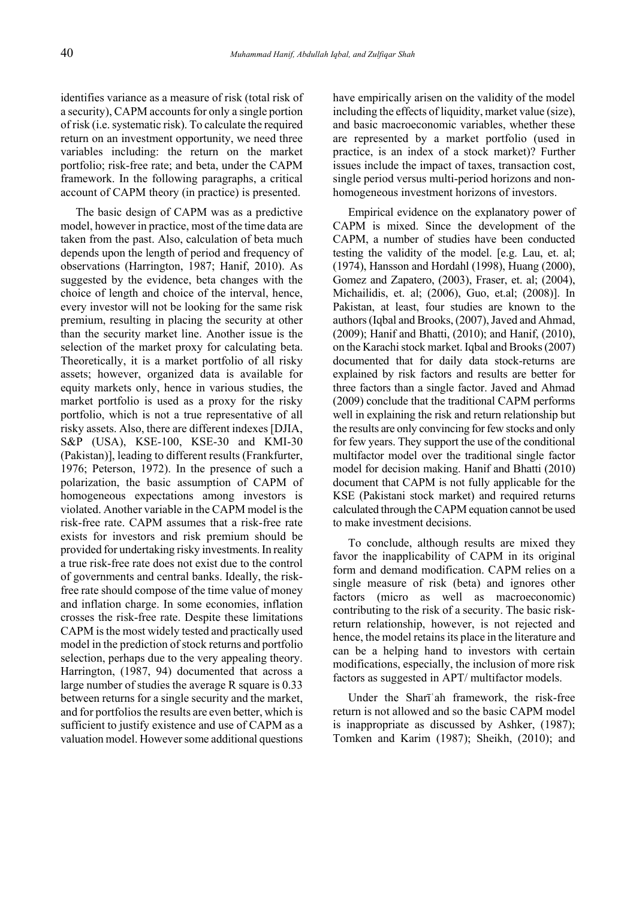identifies variance as a measure of risk (total risk of a security), CAPM accounts for only a single portion of risk (i.e. systematic risk). To calculate the required return on an investment opportunity, we need three variables including: the return on the market portfolio; risk-free rate; and beta, under the CAPM framework. In the following paragraphs, a critical account of CAPM theory (in practice) is presented.

The basic design of CAPM was as a predictive model, however in practice, most of the time data are taken from the past. Also, calculation of beta much depends upon the length of period and frequency of observations (Harrington, 1987; Hanif, 2010). As suggested by the evidence, beta changes with the choice of length and choice of the interval, hence, every investor will not be looking for the same risk premium, resulting in placing the security at other than the security market line. Another issue is the selection of the market proxy for calculating beta. Theoretically, it is a market portfolio of all risky assets; however, organized data is available for equity markets only, hence in various studies, the market portfolio is used as a proxy for the risky portfolio, which is not a true representative of all risky assets. Also, there are different indexes [DJIA, S&P (USA), KSE-100, KSE-30 and KMI-30 (Pakistan)], leading to different results (Frankfurter, 1976; Peterson, 1972). In the presence of such a polarization, the basic assumption of CAPM of homogeneous expectations among investors is violated. Another variable in the CAPM model is the risk-free rate. CAPM assumes that a risk-free rate exists for investors and risk premium should be provided for undertaking risky investments. In reality a true risk-free rate does not exist due to the control of governments and central banks. Ideally, the risk-free rate should compose of the time value of money and inflation charge. In some economies, inflation crosses the risk-free rate. Despite these limitations CAPM is the most widely tested and practically used model in the prediction of stock returns and portfolio selection, perhaps due to the very appealing theory. Harrington, (1987, 94) documented that across a large number of studies the average R square is 0.33 between returns for a single security and the market, and for portfolios the results are even better, which is sufficient to justify existence and use of CAPM as a valuation model. However some additional questions have empirically arisen on the validity of the model including the effects of liquidity, market value (size), and basic macroeconomic variables, whether these are represented by a market portfolio (used in practice, is an index of a stock market)? Further issues include the impact of taxes, transaction cost, single period versus multi-period horizons and non-homogeneous investment horizons of investors.

Empirical evidence on the explanatory power of CAPM is mixed. Since the development of the CAPM, a number of studies have been conducted testing the validity of the model. [e.g. Lau, et. al; (1974), Hansson and Hordahl (1998), Huang (2000), Gomez and Zapatero, (2003), Fraser, et. al; (2004), Michailidis, et. al; (2006), Guo, et.al; (2008)]. In Pakistan, at least, four studies are known to the authors (Iqbal and Brooks, (2007), Javed and Ahmad, (2009); Hanif and Bhatti, (2010); and Hanif, (2010), on the Karachi stock market. Iqbal and Brooks (2007) documented that for daily data stock-returns are explained by risk factors and results are better for three factors than a single factor. Javed and Ahmad (2009) conclude that the traditional CAPM performs well in explaining the risk and return relationship but the results are only convincing for few stocks and only for few years. They support the use of the conditional multifactor model over the traditional single factor model for decision making. Hanif and Bhatti (2010) document that CAPM is not fully applicable for the KSE (Pakistani stock market) and required returns calculated through the CAPM equation cannot be used to make investment decisions.

To conclude, although results are mixed they favor the inapplicability of CAPM in its original form and demand modification. CAPM relies on a single measure of risk (beta) and ignores other factors (micro as well as macroeconomic) contributing to the risk of a security. The basic risk-return relationship, however, is not rejected and hence, the model retains its place in the literature and can be a helping hand to investors with certain modifications, especially, the inclusion of more risk factors as suggested in APT/ multifactor models.

Under the Sharīʿah framework, the risk-free return is not allowed and so the basic CAPM model is inappropriate as discussed by Ashker, (1987); Tomken and Karim (1987); Sheikh, (2010); and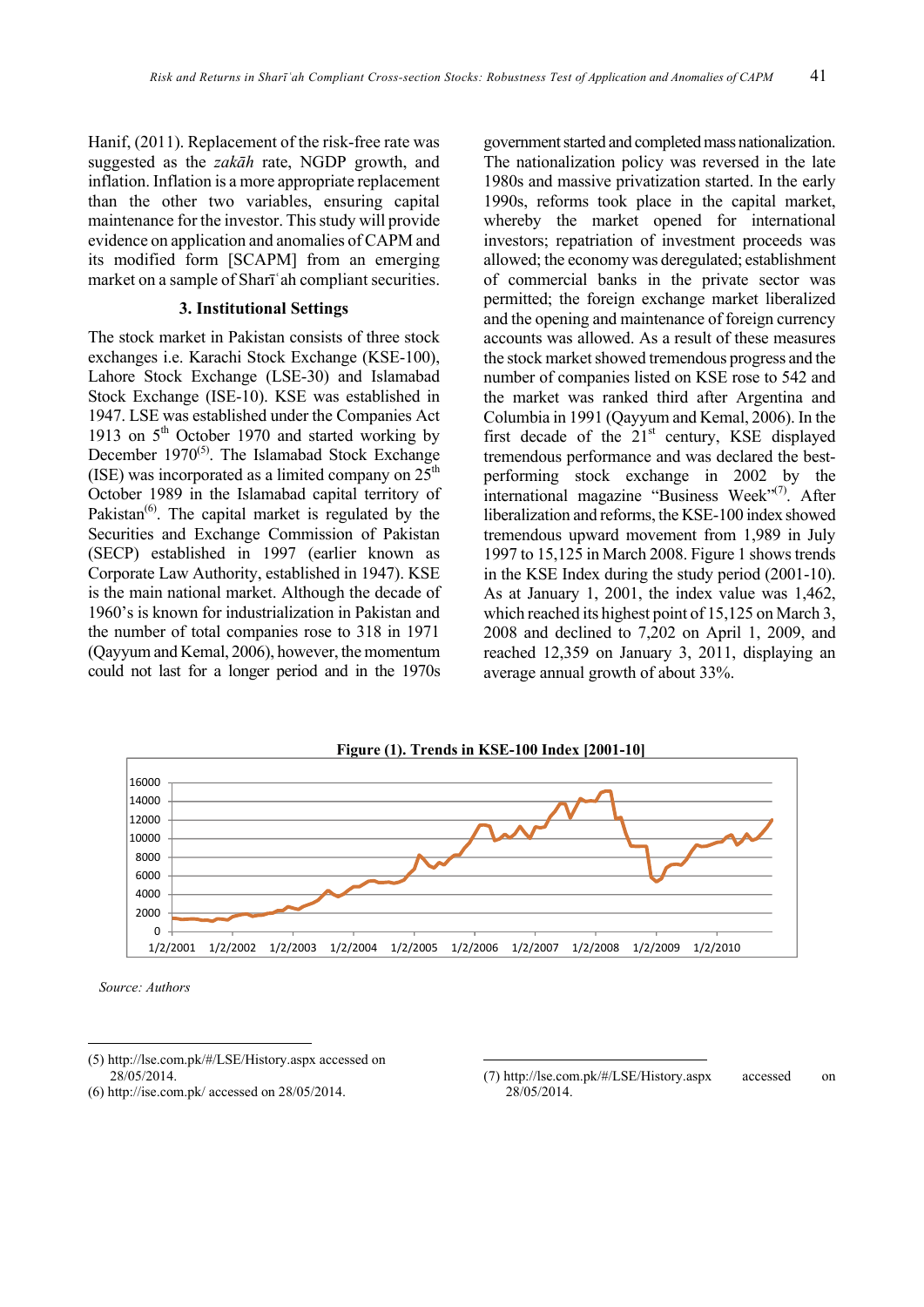Hanif, (2011). Replacement of the risk-free rate was suggested as the *zakāh* rate, NGDP growth, and inflation. Inflation is a more appropriate replacement than the other two variables, ensuring capital maintenance for the investor. This study will provide evidence on application and anomalies of CAPM and its modified form [SCAPM] from an emerging market on a sample of Sharīʿah compliant securities.

### 3. Institutional Settings

The stock market in Pakistan consists of three stock exchanges i.e. Karachi Stock Exchange (KSE-100), Lahore Stock Exchange (LSE-30) and Islamabad Stock Exchange (ISE-10). KSE was established in 1947. LSE was established under the Companies Act 1913 on 5th October 1970 and started working by December 1970[5]. The Islamabad Stock Exchange (ISE) was incorporated as a limited company on 25th October 1989 in the Islamabad capital territory of Pakistan[6]. The capital market is regulated by the Securities and Exchange Commission of Pakistan (SECP) established in 1997 (earlier known as Corporate Law Authority, established in 1947). KSE is the main national market. Although the decade of 1960's is known for industrialization in Pakistan and the number of total companies rose to 318 in 1971 (Qayyum and Kemal, 2006), however, the momentum could not last for a longer period and in the 1970s government started and completed mass nationalization. The nationalization policy was reversed in the late 1980s and massive privatization started. In the early 1990s, reforms took place in the capital market, whereby the market opened for international investors; repatriation of investment proceeds was allowed; the economy was deregulated; establishment of commercial banks in the private sector was permitted; the foreign exchange market liberalized and the opening and maintenance of foreign currency accounts was allowed. As a result of these measures the stock market showed tremendous progress and the number of companies listed on KSE rose to 542 and the market was ranked third after Argentina and Columbia in 1991 (Qayyum and Kemal, 2006). In the first decade of the 21st century, KSE displayed tremendous performance and was declared the best-performing stock exchange in 2002 by the international magazine "Business Week"[7]. After liberalization and reforms, the KSE-100 index showed tremendous upward movement from 1,989 in July 1997 to 15,125 in March 2008. Figure 1 shows trends in the KSE Index during the study period (2001-10). As at January 1, 2001, the index value was 1,462, which reached its highest point of 15,125 on March 3, 2008 and declined to 7,202 on April 1, 2009, and reached 12,359 on January 3, 2011, displaying an average annual growth of about 33%.

**Figure (1). Trends in KSE-100 Index [2001-10]**

*Source: Authors*

---

(5) http://lse.com.pk/#/LSE/History.aspx accessed on 28/05/2014.

(6) http://ise.com.pk/ accessed on 28/05/2014.

(7) http://lse.com.pk/#/LSE/History.aspx accessed on 28/05/2014.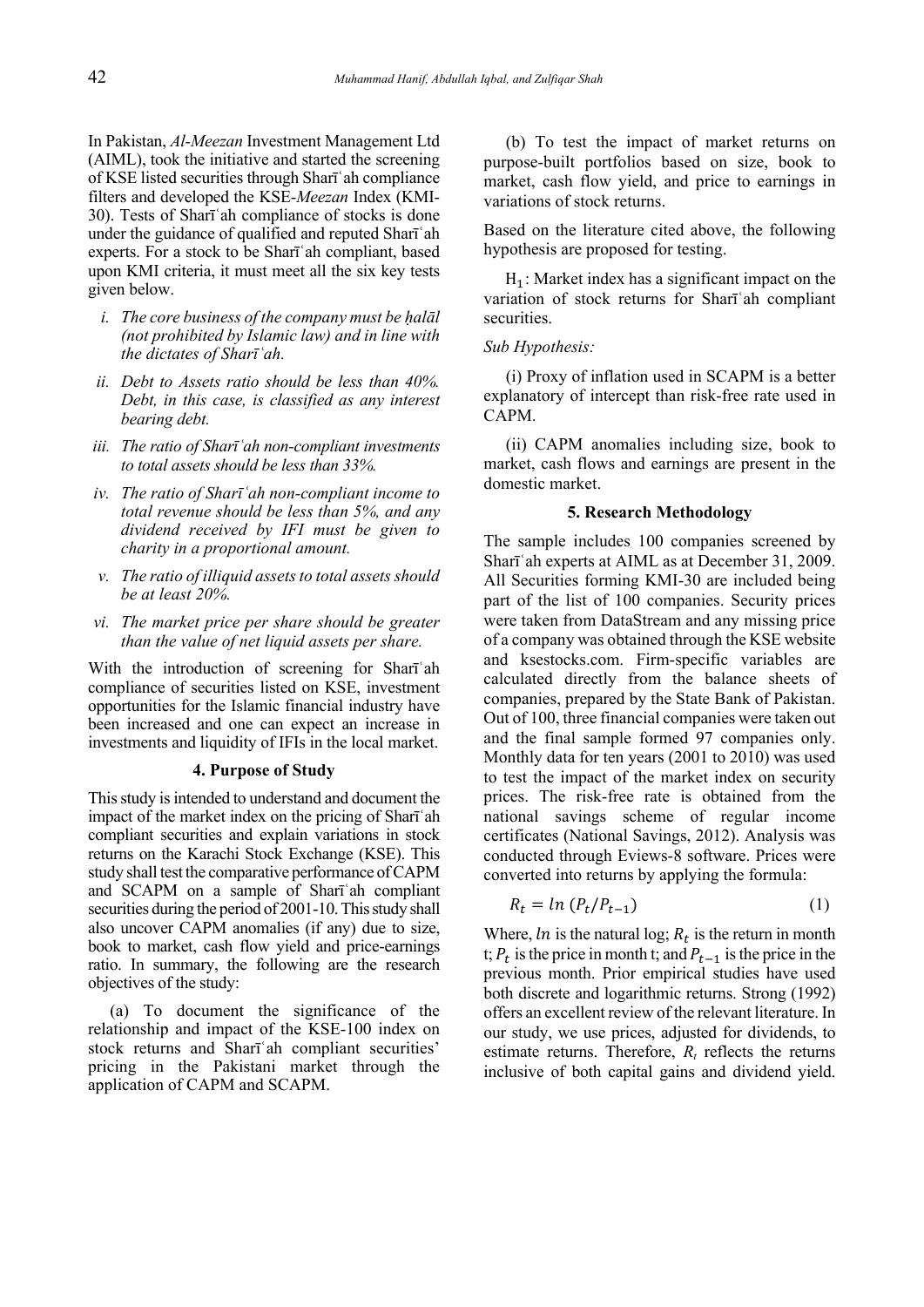In Pakistan, *Al-Meezan* Investment Management Ltd (AIML), took the initiative and started the screening of KSE listed securities through Sharīʿah compliance filters and developed the KSE-*Meezan* Index (KMI-30). Tests of Sharīʿah compliance of stocks is done under the guidance of qualified and reputed Sharīʿah experts. For a stock to be Sharīʿah compliant, based upon KMI criteria, it must meet all the six key tests given below.

- i. *The core business of the company must be ḥalāl (not prohibited by Islamic law) and in line with the dictates of Sharīʿah.*
- ii. *Debt to Assets ratio should be less than 40%. Debt, in this case, is classified as any interest bearing debt.*
- iii. *The ratio of Sharīʿah non-compliant investments to total assets should be less than 33%.*
- iv. *The ratio of Sharīʿah non-compliant income to total revenue should be less than 5%, and any dividend received by IFI must be given to charity in a proportional amount.*
- v. *The ratio of illiquid assets to total assets should be at least 20%.*
- vi. *The market price per share should be greater than the value of net liquid assets per share.*

With the introduction of screening for Sharīʿah compliance of securities listed on KSE, investment opportunities for the Islamic financial industry have been increased and one can expect an increase in investments and liquidity of IFIs in the local market.

## 4. Purpose of Study

This study is intended to understand and document the impact of the market index on the pricing of Sharīʿah compliant securities and explain variations in stock returns on the Karachi Stock Exchange (KSE). This study shall test the comparative performance of CAPM and SCAPM on a sample of Sharīʿah compliant securities during the period of 2001-10. This study shall also uncover CAPM anomalies (if any) due to size, book to market, cash flow yield and price-earnings ratio. In summary, the following are the research objectives of the study:

(a) To document the significance of the relationship and impact of the KSE-100 index on stock returns and Sharīʿah compliant securities' pricing in the Pakistani market through the application of CAPM and SCAPM.

(b) To test the impact of market returns on purpose-built portfolios based on size, book to market, cash flow yield, and price to earnings in variations of stock returns.

Based on the literature cited above, the following hypothesis are proposed for testing.

$H_1$: Market index has a significant impact on the variation of stock returns for Sharīʿah compliant securities.

*Sub Hypothesis:*

(i) Proxy of inflation used in SCAPM is a better explanatory of intercept than risk-free rate used in CAPM.

(ii) CAPM anomalies including size, book to market, cash flows and earnings are present in the domestic market.

## 5. Research Methodology

The sample includes 100 companies screened by Sharīʿah experts at AIML as at December 31, 2009. All Securities forming KMI-30 are included being part of the list of 100 companies. Security prices were taken from DataStream and any missing price of a company was obtained through the KSE website and ksestocks.com. Firm-specific variables are calculated directly from the balance sheets of companies, prepared by the State Bank of Pakistan. Out of 100, three financial companies were taken out and the final sample formed 97 companies only. Monthly data for ten years (2001 to 2010) was used to test the impact of the market index on security prices. The risk-free rate is obtained from the national savings scheme of regular income certificates (National Savings, 2012). Analysis was conducted through Eviews-8 software. Prices were converted into returns by applying the formula:

$$R_t = ln\ (P_t/P_{t-1}) \qquad (1)$$

Where, $ln$ is the natural log; $R_t$ is the return in month t; $P_t$ is the price in month t; and $P_{t-1}$ is the price in the previous month. Prior empirical studies have used both discrete and logarithmic returns. Strong (1992) offers an excellent review of the relevant literature. In our study, we use prices, adjusted for dividends, to estimate returns. Therefore, $R_t$ reflects the returns inclusive of both capital gains and dividend yield.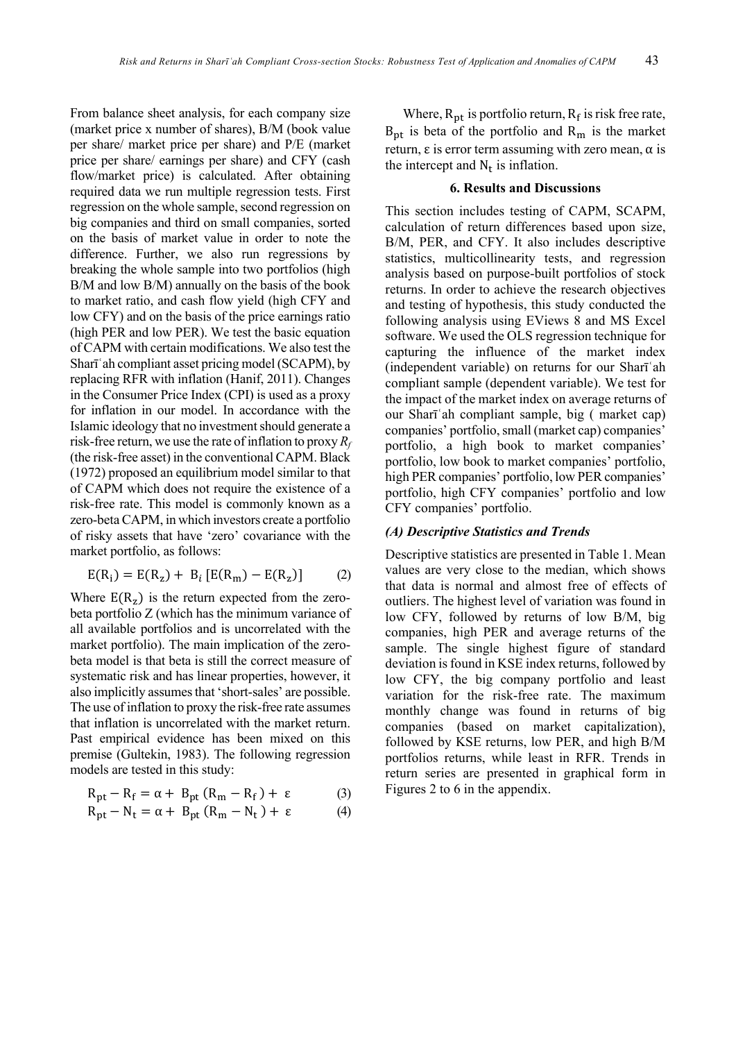From balance sheet analysis, for each company size (market price x number of shares), B/M (book value per share/ market price per share) and P/E (market price per share/ earnings per share) and CFY (cash flow/market price) is calculated. After obtaining required data we run multiple regression tests. First regression on the whole sample, second regression on big companies and third on small companies, sorted on the basis of market value in order to note the difference. Further, we also run regressions by breaking the whole sample into two portfolios (high B/M and low B/M) annually on the basis of the book to market ratio, and cash flow yield (high CFY and low CFY) and on the basis of the price earnings ratio (high PER and low PER). We test the basic equation of CAPM with certain modifications. We also test the Sharīʿah compliant asset pricing model (SCAPM), by replacing RFR with inflation (Hanif, 2011). Changes in the Consumer Price Index (CPI) is used as a proxy for inflation in our model. In accordance with the Islamic ideology that no investment should generate a risk-free return, we use the rate of inflation to proxy $R_f$ (the risk-free asset) in the conventional CAPM. Black (1972) proposed an equilibrium model similar to that of CAPM which does not require the existence of a risk-free rate. This model is commonly known as a zero-beta CAPM, in which investors create a portfolio of risky assets that have 'zero' covariance with the market portfolio, as follows:

$$E(R_i) = E(R_z) + B_i [E(R_m) - E(R_z)] \quad (2)$$

Where $E(R_z)$ is the return expected from the zero-beta portfolio Z (which has the minimum variance of all available portfolios and is uncorrelated with the market portfolio). The main implication of the zero-beta model is that beta is still the correct measure of systematic risk and has linear properties, however, it also implicitly assumes that 'short-sales' are possible. The use of inflation to proxy the risk-free rate assumes that inflation is uncorrelated with the market return. Past empirical evidence has been mixed on this premise (Gultekin, 1983). The following regression models are tested in this study:

$$R_{pt} - R_f = \alpha + B_{pt} (R_m - R_f) + \varepsilon \quad (3)$$

$$R_{pt} - N_t = \alpha + B_{pt} (R_m - N_t) + \varepsilon \quad (4)$$

Where, $R_{pt}$ is portfolio return, $R_f$ is risk free rate, $B_{pt}$ is beta of the portfolio and $R_m$ is the market return, ε is error term assuming with zero mean, α is the intercept and $N_t$ is inflation.

## 6. Results and Discussions

This section includes testing of CAPM, SCAPM, calculation of return differences based upon size, B/M, PER, and CFY. It also includes descriptive statistics, multicollinearity tests, and regression analysis based on purpose-built portfolios of stock returns. In order to achieve the research objectives and testing of hypothesis, this study conducted the following analysis using EViews 8 and MS Excel software. We used the OLS regression technique for capturing the influence of the market index (independent variable) on returns for our Sharīʿah compliant sample (dependent variable). We test for the impact of the market index on average returns of our Sharīʿah compliant sample, big ( market cap) companies' portfolio, small (market cap) companies' portfolio, a high book to market companies' portfolio, low book to market companies' portfolio, high PER companies' portfolio, low PER companies' portfolio, high CFY companies' portfolio and low CFY companies' portfolio.

### *(A) Descriptive Statistics and Trends*

Descriptive statistics are presented in Table 1. Mean values are very close to the median, which shows that data is normal and almost free of effects of outliers. The highest level of variation was found in low CFY, followed by returns of low B/M, big companies, high PER and average returns of the sample. The single highest figure of standard deviation is found in KSE index returns, followed by low CFY, the big company portfolio and least variation for the risk-free rate. The maximum monthly change was found in returns of big companies (based on market capitalization), followed by KSE returns, low PER, and high B/M portfolios returns, while least in RFR. Trends in return series are presented in graphical form in Figures 2 to 6 in the appendix.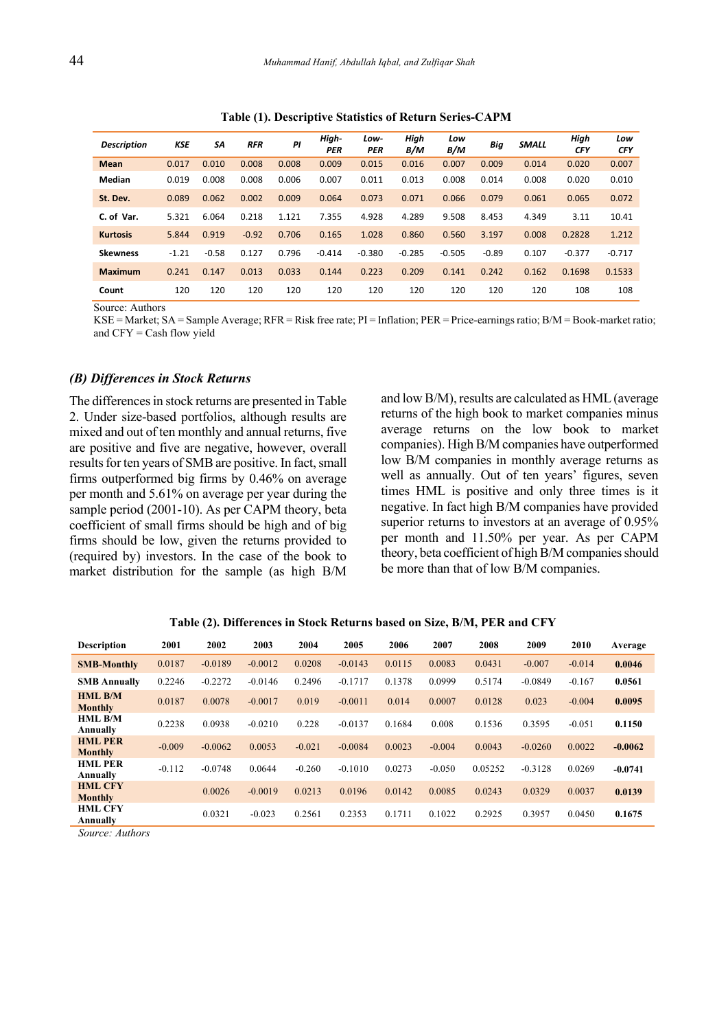**Table (1). Descriptive Statistics of Return Series-CAPM**

| Description | KSE | SA | RFR | PI | High-PER | Low-PER | High B/M | Low B/M | Big | SMALL | High CFY | Low CFY |
|---|---|---|---|---|---|---|---|---|---|---|---|---|
| Mean | 0.017 | 0.010 | 0.008 | 0.008 | 0.009 | 0.015 | 0.016 | 0.007 | 0.009 | 0.014 | 0.020 | 0.007 |
| Median | 0.019 | 0.008 | 0.008 | 0.006 | 0.007 | 0.011 | 0.013 | 0.008 | 0.014 | 0.008 | 0.020 | 0.010 |
| St. Dev. | 0.089 | 0.062 | 0.002 | 0.009 | 0.064 | 0.073 | 0.071 | 0.066 | 0.079 | 0.061 | 0.065 | 0.072 |
| C. of Var. | 5.321 | 6.064 | 0.218 | 1.121 | 7.355 | 4.928 | 4.289 | 9.508 | 8.453 | 4.349 | 3.11 | 10.41 |
| Kurtosis | 5.844 | 0.919 | -0.92 | 0.706 | 0.165 | 1.028 | 0.860 | 0.560 | 3.197 | 0.008 | 0.2828 | 1.212 |
| Skewness | -1.21 | -0.58 | 0.127 | 0.796 | -0.414 | -0.380 | -0.285 | -0.505 | -0.89 | 0.107 | -0.377 | -0.717 |
| Maximum | 0.241 | 0.147 | 0.013 | 0.033 | 0.144 | 0.223 | 0.209 | 0.141 | 0.242 | 0.162 | 0.1698 | 0.1533 |
| Count | 120 | 120 | 120 | 120 | 120 | 120 | 120 | 120 | 120 | 120 | 108 | 108 |

Source: Authors

KSE = Market; SA = Sample Average; RFR = Risk free rate; PI = Inflation; PER = Price-earnings ratio; B/M = Book-market ratio; and CFY = Cash flow yield

### *(B) Differences in Stock Returns*

The differences in stock returns are presented in Table 2. Under size-based portfolios, although results are mixed and out of ten monthly and annual returns, five are positive and five are negative, however, overall results for ten years of SMB are positive. In fact, small firms outperformed big firms by 0.46% on average per month and 5.61% on average per year during the sample period (2001-10). As per CAPM theory, beta coefficient of small firms should be high and of big firms should be low, given the returns provided to (required by) investors. In the case of the book to market distribution for the sample (as high B/M and low B/M), results are calculated as HML (average returns of the high book to market companies minus average returns on the low book to market companies). High B/M companies have outperformed low B/M companies in monthly average returns as well as annually. Out of ten years' figures, seven times HML is positive and only three times is it negative. In fact high B/M companies have provided superior returns to investors at an average of 0.95% per month and 11.50% per year. As per CAPM theory, beta coefficient of high B/M companies should be more than that of low B/M companies.

**Table (2). Differences in Stock Returns based on Size, B/M, PER and CFY**

| Description | 2001 | 2002 | 2003 | 2004 | 2005 | 2006 | 2007 | 2008 | 2009 | 2010 | Average |
|---|---|---|---|---|---|---|---|---|---|---|---|
| **SMB-Monthly** | 0.0187 | -0.0189 | -0.0012 | 0.0208 | -0.0143 | 0.0115 | 0.0083 | 0.0431 | -0.007 | -0.014 | **0.0046** |
| **SMB Annually** | 0.2246 | -0.2272 | -0.0146 | 0.2496 | -0.1717 | 0.1378 | 0.0999 | 0.5174 | -0.0849 | -0.167 | **0.0561** |
| **HML B/M Monthly** | 0.0187 | 0.0078 | -0.0017 | 0.019 | -0.0011 | 0.014 | 0.0007 | 0.0128 | 0.023 | -0.004 | **0.0095** |
| **HML B/M Annually** | 0.2238 | 0.0938 | -0.0210 | 0.228 | -0.0137 | 0.1684 | 0.008 | 0.1536 | 0.3595 | -0.051 | **0.1150** |
| **HML PER Monthly** | -0.009 | -0.0062 | 0.0053 | -0.021 | -0.0084 | 0.0023 | -0.004 | 0.0043 | -0.0260 | 0.0022 | **-0.0062** |
| **HML PER Annually** | -0.112 | -0.0748 | 0.0644 | -0.260 | -0.1010 | 0.0273 | -0.050 | 0.05252 | -0.3128 | 0.0269 | **-0.0741** |
| **HML CFY Monthly** | | 0.0026 | -0.0019 | 0.0213 | 0.0196 | 0.0142 | 0.0085 | 0.0243 | 0.0329 | 0.0037 | **0.0139** |
| **HML CFY Annually** | | 0.0321 | -0.023 | 0.2561 | 0.2353 | 0.1711 | 0.1022 | 0.2925 | 0.3957 | 0.0450 | **0.1675** |

*Source: Authors*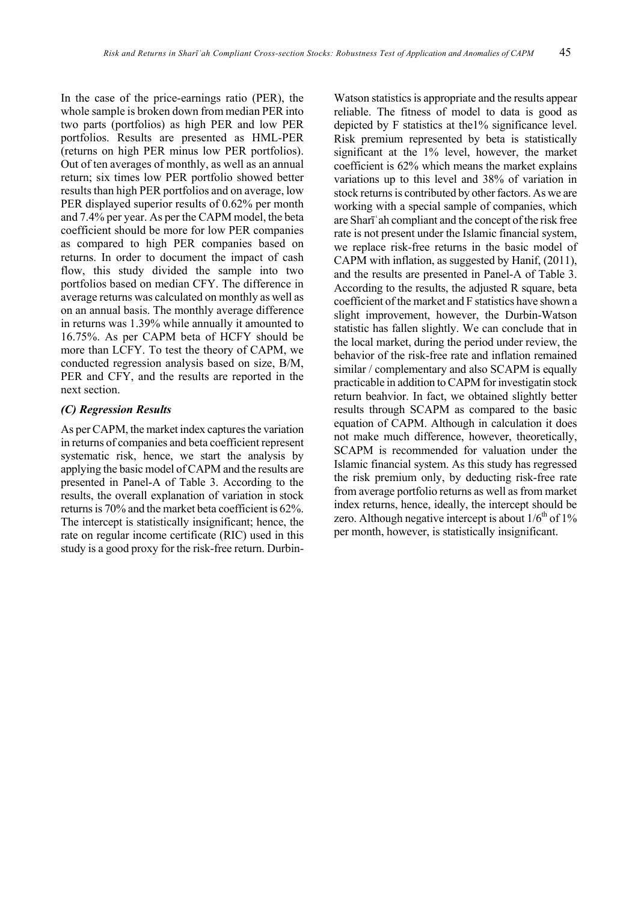In the case of the price-earnings ratio (PER), the whole sample is broken down from median PER into two parts (portfolios) as high PER and low PER portfolios. Results are presented as HML-PER (returns on high PER minus low PER portfolios). Out of ten averages of monthly, as well as an annual return; six times low PER portfolio showed better results than high PER portfolios and on average, low PER displayed superior results of 0.62% per month and 7.4% per year. As per the CAPM model, the beta coefficient should be more for low PER companies as compared to high PER companies based on returns. In order to document the impact of cash flow, this study divided the sample into two portfolios based on median CFY. The difference in average returns was calculated on monthly as well as on an annual basis. The monthly average difference in returns was 1.39% while annually it amounted to 16.75%. As per CAPM beta of HCFY should be more than LCFY. To test the theory of CAPM, we conducted regression analysis based on size, B/M, PER and CFY, and the results are reported in the next section.

### *(C) Regression Results*

As per CAPM, the market index captures the variation in returns of companies and beta coefficient represent systematic risk, hence, we start the analysis by applying the basic model of CAPM and the results are presented in Panel-A of Table 3. According to the results, the overall explanation of variation in stock returns is 70% and the market beta coefficient is 62%. The intercept is statistically insignificant; hence, the rate on regular income certificate (RIC) used in this study is a good proxy for the risk-free return. Durbin-Watson statistics is appropriate and the results appear reliable. The fitness of model to data is good as depicted by F statistics at the1% significance level. Risk premium represented by beta is statistically significant at the 1% level, however, the market coefficient is 62% which means the market explains variations up to this level and 38% of variation in stock returns is contributed by other factors. As we are working with a special sample of companies, which are Sharīʿah compliant and the concept of the risk free rate is not present under the Islamic financial system, we replace risk-free returns in the basic model of CAPM with inflation, as suggested by Hanif, (2011), and the results are presented in Panel-A of Table 3. According to the results, the adjusted R square, beta coefficient of the market and F statistics have shown a slight improvement, however, the Durbin-Watson statistic has fallen slightly. We can conclude that in the local market, during the period under review, the behavior of the risk-free rate and inflation remained similar / complementary and also SCAPM is equally practicable in addition to CAPM for investigatin stock return beahvior. In fact, we obtained slightly better results through SCAPM as compared to the basic equation of CAPM. Although in calculation it does not make much difference, however, theoretically, SCAPM is recommended for valuation under the Islamic financial system. As this study has regressed the risk premium only, by deducting risk-free rate from average portfolio returns as well as from market index returns, hence, ideally, the intercept should be zero. Although negative intercept is about $1/6^{th}$ of 1% per month, however, is statistically insignificant.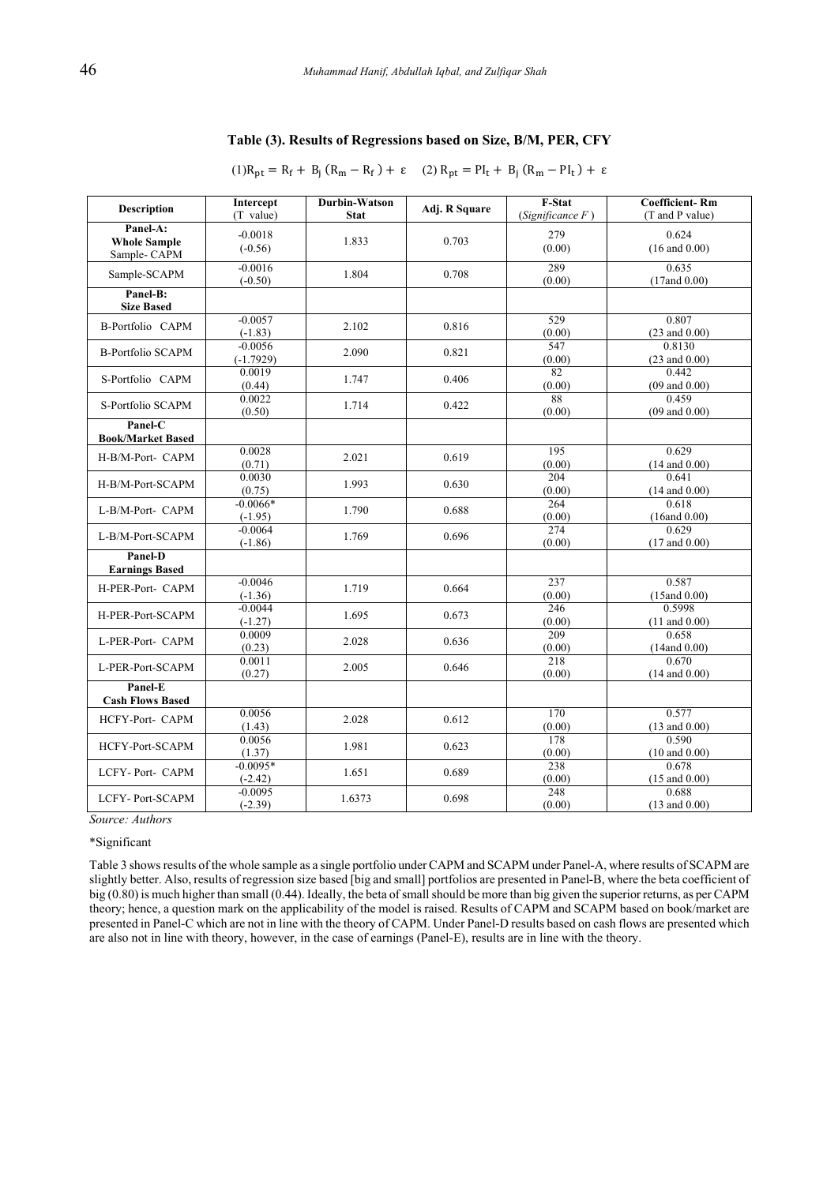**Table (3). Results of Regressions based on Size, B/M, PER, CFY**

$$(1) R_{pt} = R_f + B_j (R_m - R_f) + \varepsilon \quad (2) R_{pt} = PI_t + B_j (R_m - PI_t) + \varepsilon$$

| Description | Intercept (T value) | Durbin-Watson Stat | Adj. R Square | F-Stat (*Significance F*) | Coefficient- Rm (T and P value) |
|---|---|---|---|---|---|
| **Panel-A: Whole Sample** Sample- CAPM | -0.0018 (-0.56) | 1.833 | 0.703 | 279 (0.00) | 0.624 (16 and 0.00) |
| Sample-SCAPM | -0.0016 (-0.50) | 1.804 | 0.708 | 289 (0.00) | 0.635 (17and 0.00) |
| **Panel-B: Size Based** | | | | | |
| B-Portfolio CAPM | -0.0057 (-1.83) | 2.102 | 0.816 | 529 (0.00) | 0.807 (23 and 0.00) |
| B-Portfolio SCAPM | -0.0056 (-1.7929) | 2.090 | 0.821 | 547 (0.00) | 0.8130 (23 and 0.00) |
| S-Portfolio CAPM | 0.0019 (0.44) | 1.747 | 0.406 | 82 (0.00) | 0.442 (09 and 0.00) |
| S-Portfolio SCAPM | 0.0022 (0.50) | 1.714 | 0.422 | 88 (0.00) | 0.459 (09 and 0.00) |
| **Panel-C Book/Market Based** | | | | | |
| H-B/M-Port- CAPM | 0.0028 (0.71) | 2.021 | 0.619 | 195 (0.00) | 0.629 (14 and 0.00) |
| H-B/M-Port-SCAPM | 0.0030 (0.75) | 1.993 | 0.630 | 204 (0.00) | 0.641 (14 and 0.00) |
| L-B/M-Port- CAPM | -0.0066* (-1.95) | 1.790 | 0.688 | 264 (0.00) | 0.618 (16and 0.00) |
| L-B/M-Port-SCAPM | -0.0064 (-1.86) | 1.769 | 0.696 | 274 (0.00) | 0.629 (17 and 0.00) |
| **Panel-D Earnings Based** | | | | | |
| H-PER-Port- CAPM | -0.0046 (-1.36) | 1.719 | 0.664 | 237 (0.00) | 0.587 (15and 0.00) |
| H-PER-Port-SCAPM | -0.0044 (-1.27) | 1.695 | 0.673 | 246 (0.00) | 0.5998 (11 and 0.00) |
| L-PER-Port- CAPM | 0.0009 (0.23) | 2.028 | 0.636 | 209 (0.00) | 0.658 (14and 0.00) |
| L-PER-Port-SCAPM | 0.0011 (0.27) | 2.005 | 0.646 | 218 (0.00) | 0.670 (14 and 0.00) |
| **Panel-E Cash Flows Based** | | | | | |
| HCFY-Port- CAPM | 0.0056 (1.43) | 2.028 | 0.612 | 170 (0.00) | 0.577 (13 and 0.00) |
| HCFY-Port-SCAPM | 0.0056 (1.37) | 1.981 | 0.623 | 178 (0.00) | 0.590 (10 and 0.00) |
| LCFY- Port- CAPM | -0.0095* (-2.42) | 1.651 | 0.689 | 238 (0.00) | 0.678 (15 and 0.00) |
| LCFY- Port-SCAPM | -0.0095 (-2.39) | 1.6373 | 0.698 | 248 (0.00) | 0.688 (13 and 0.00) |

*Source: Authors*

*Significant

Table 3 shows results of the whole sample as a single portfolio under CAPM and SCAPM under Panel-A, where results of SCAPM are slightly better. Also, results of regression size based [big and small] portfolios are presented in Panel-B, where the beta coefficient of big (0.80) is much higher than small (0.44). Ideally, the beta of small should be more than big given the superior returns, as per CAPM theory; hence, a question mark on the applicability of the model is raised. Results of CAPM and SCAPM based on book/market are presented in Panel-C which are not in line with the theory of CAPM. Under Panel-D results based on cash flows are presented which are also not in line with theory, however, in the case of earnings (Panel-E), results are in line with the theory.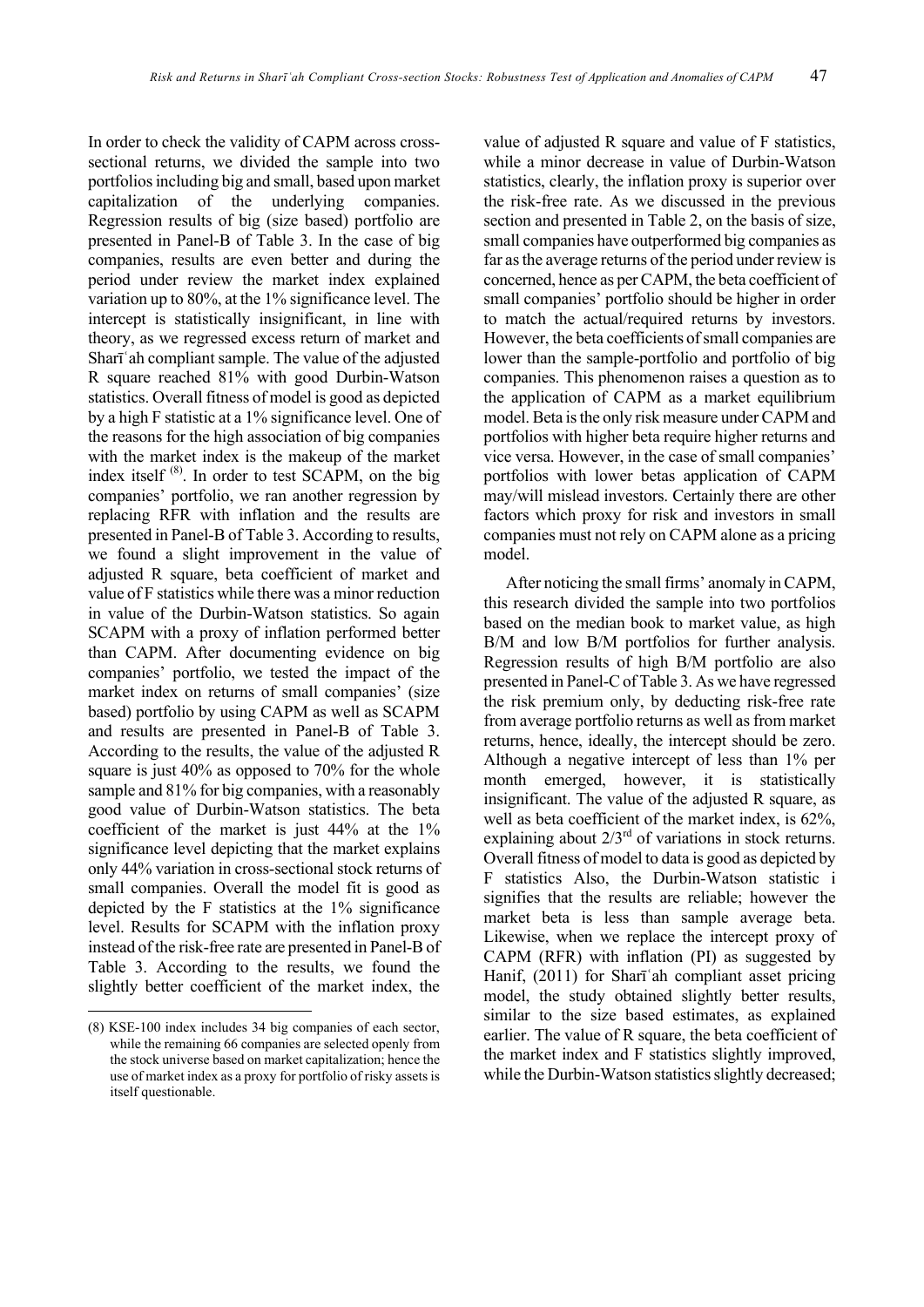In order to check the validity of CAPM across cross-sectional returns, we divided the sample into two portfolios including big and small, based upon market capitalization of the underlying companies. Regression results of big (size based) portfolio are presented in Panel-B of Table 3. In the case of big companies, results are even better and during the period under review the market index explained variation up to 80%, at the 1% significance level. The intercept is statistically insignificant, in line with theory, as we regressed excess return of market and Sharīʿah compliant sample. The value of the adjusted R square reached 81% with good Durbin-Watson statistics. Overall fitness of model is good as depicted by a high F statistic at a 1% significance level. One of the reasons for the high association of big companies with the market index is the makeup of the market index itself [8]. In order to test SCAPM, on the big companies' portfolio, we ran another regression by replacing RFR with inflation and the results are presented in Panel-B of Table 3. According to results, we found a slight improvement in the value of adjusted R square, beta coefficient of market and value of F statistics while there was a minor reduction in value of the Durbin-Watson statistics. So again SCAPM with a proxy of inflation performed better than CAPM. After documenting evidence on big companies' portfolio, we tested the impact of the market index on returns of small companies' (size based) portfolio by using CAPM as well as SCAPM and results are presented in Panel-B of Table 3. According to the results, the value of the adjusted R square is just 40% as opposed to 70% for the whole sample and 81% for big companies, with a reasonably good value of Durbin-Watson statistics. The beta coefficient of the market is just 44% at the 1% significance level depicting that the market explains only 44% variation in cross-sectional stock returns of small companies. Overall the model fit is good as depicted by the F statistics at the 1% significance level. Results for SCAPM with the inflation proxy instead of the risk-free rate are presented in Panel-B of Table 3. According to the results, we found the slightly better coefficient of the market index, the value of adjusted R square and value of F statistics, while a minor decrease in value of Durbin-Watson statistics, clearly, the inflation proxy is superior over the risk-free rate. As we discussed in the previous section and presented in Table 2, on the basis of size, small companies have outperformed big companies as far as the average returns of the period under review is concerned, hence as per CAPM, the beta coefficient of small companies' portfolio should be higher in order to match the actual/required returns by investors. However, the beta coefficients of small companies are lower than the sample-portfolio and portfolio of big companies. This phenomenon raises a question as to the application of CAPM as a market equilibrium model. Beta is the only risk measure under CAPM and portfolios with higher beta require higher returns and vice versa. However, in the case of small companies' portfolios with lower betas application of CAPM may/will mislead investors. Certainly there are other factors which proxy for risk and investors in small companies must not rely on CAPM alone as a pricing model.

After noticing the small firms' anomaly in CAPM, this research divided the sample into two portfolios based on the median book to market value, as high B/M and low B/M portfolios for further analysis. Regression results of high B/M portfolio are also presented in Panel-C of Table 3. As we have regressed the risk premium only, by deducting risk-free rate from average portfolio returns as well as from market returns, hence, ideally, the intercept should be zero. Although a negative intercept of less than 1% per month emerged, however, it is statistically insignificant. The value of the adjusted R square, as well as beta coefficient of the market index, is 62%, explaining about 2/3rd of variations in stock returns. Overall fitness of model to data is good as depicted by F statistics Also, the Durbin-Watson statistic i signifies that the results are reliable; however the market beta is less than sample average beta. Likewise, when we replace the intercept proxy of CAPM (RFR) with inflation (PI) as suggested by Hanif, (2011) for Sharīʿah compliant asset pricing model, the study obtained slightly better results, similar to the size based estimates, as explained earlier. The value of R square, the beta coefficient of the market index and F statistics slightly improved, while the Durbin-Watson statistics slightly decreased;

(8) KSE-100 index includes 34 big companies of each sector, while the remaining 66 companies are selected openly from the stock universe based on market capitalization; hence the use of market index as a proxy for portfolio of risky assets is itself questionable.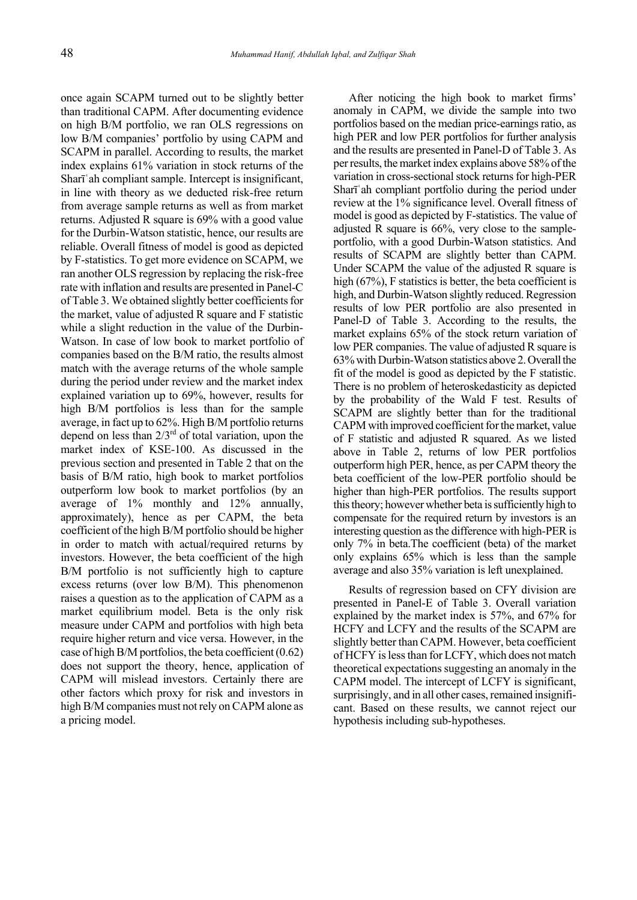once again SCAPM turned out to be slightly better than traditional CAPM. After documenting evidence on high B/M portfolio, we ran OLS regressions on low B/M companies' portfolio by using CAPM and SCAPM in parallel. According to results, the market index explains 61% variation in stock returns of the Sharīʿah compliant sample. Intercept is insignificant, in line with theory as we deducted risk-free return from average sample returns as well as from market returns. Adjusted R square is 69% with a good value for the Durbin-Watson statistic, hence, our results are reliable. Overall fitness of model is good as depicted by F-statistics. To get more evidence on SCAPM, we ran another OLS regression by replacing the risk-free rate with inflation and results are presented in Panel-C of Table 3. We obtained slightly better coefficients for the market, value of adjusted R square and F statistic while a slight reduction in the value of the Durbin-Watson. In case of low book to market portfolio of companies based on the B/M ratio, the results almost match with the average returns of the whole sample during the period under review and the market index explained variation up to 69%, however, results for high B/M portfolios is less than for the sample average, in fact up to 62%. High B/M portfolio returns depend on less than 2/3rd of total variation, upon the market index of KSE-100. As discussed in the previous section and presented in Table 2 that on the basis of B/M ratio, high book to market portfolios outperform low book to market portfolios (by an average of 1% monthly and 12% annually, approximately), hence as per CAPM, the beta coefficient of the high B/M portfolio should be higher in order to match with actual/required returns by investors. However, the beta coefficient of the high B/M portfolio is not sufficiently high to capture excess returns (over low B/M). This phenomenon raises a question as to the application of CAPM as a market equilibrium model. Beta is the only risk measure under CAPM and portfolios with high beta require higher return and vice versa. However, in the case of high B/M portfolios, the beta coefficient (0.62) does not support the theory, hence, application of CAPM will mislead investors. Certainly there are other factors which proxy for risk and investors in high B/M companies must not rely on CAPM alone as a pricing model.

After noticing the high book to market firms' anomaly in CAPM, we divide the sample into two portfolios based on the median price-earnings ratio, as high PER and low PER portfolios for further analysis and the results are presented in Panel-D of Table 3. As per results, the market index explains above 58% of the variation in cross-sectional stock returns for high-PER Sharīʿah compliant portfolio during the period under review at the 1% significance level. Overall fitness of model is good as depicted by F-statistics. The value of adjusted R square is 66%, very close to the sample-portfolio, with a good Durbin-Watson statistics. And results of SCAPM are slightly better than CAPM. Under SCAPM the value of the adjusted R square is high (67%), F statistics is better, the beta coefficient is high, and Durbin-Watson slightly reduced. Regression results of low PER portfolio are also presented in Panel-D of Table 3. According to the results, the market explains 65% of the stock return variation of low PER companies. The value of adjusted R square is 63% with Durbin-Watson statistics above 2. Overall the fit of the model is good as depicted by the F statistic. There is no problem of heteroskedasticity as depicted by the probability of the Wald F test. Results of SCAPM are slightly better than for the traditional CAPM with improved coefficient for the market, value of F statistic and adjusted R squared. As we listed above in Table 2, returns of low PER portfolios outperform high PER, hence, as per CAPM theory the beta coefficient of the low-PER portfolio should be higher than high-PER portfolios. The results support this theory; however whether beta is sufficiently high to compensate for the required return by investors is an interesting question as the difference with high-PER is only 7% in beta.The coefficient (beta) of the market only explains 65% which is less than the sample average and also 35% variation is left unexplained.

Results of regression based on CFY division are presented in Panel-E of Table 3. Overall variation explained by the market index is 57%, and 67% for HCFY and LCFY and the results of the SCAPM are slightly better than CAPM. However, beta coefficient of HCFY is less than for LCFY, which does not match theoretical expectations suggesting an anomaly in the CAPM model. The intercept of LCFY is significant, surprisingly, and in all other cases, remained insignificant. Based on these results, we cannot reject our hypothesis including sub-hypotheses.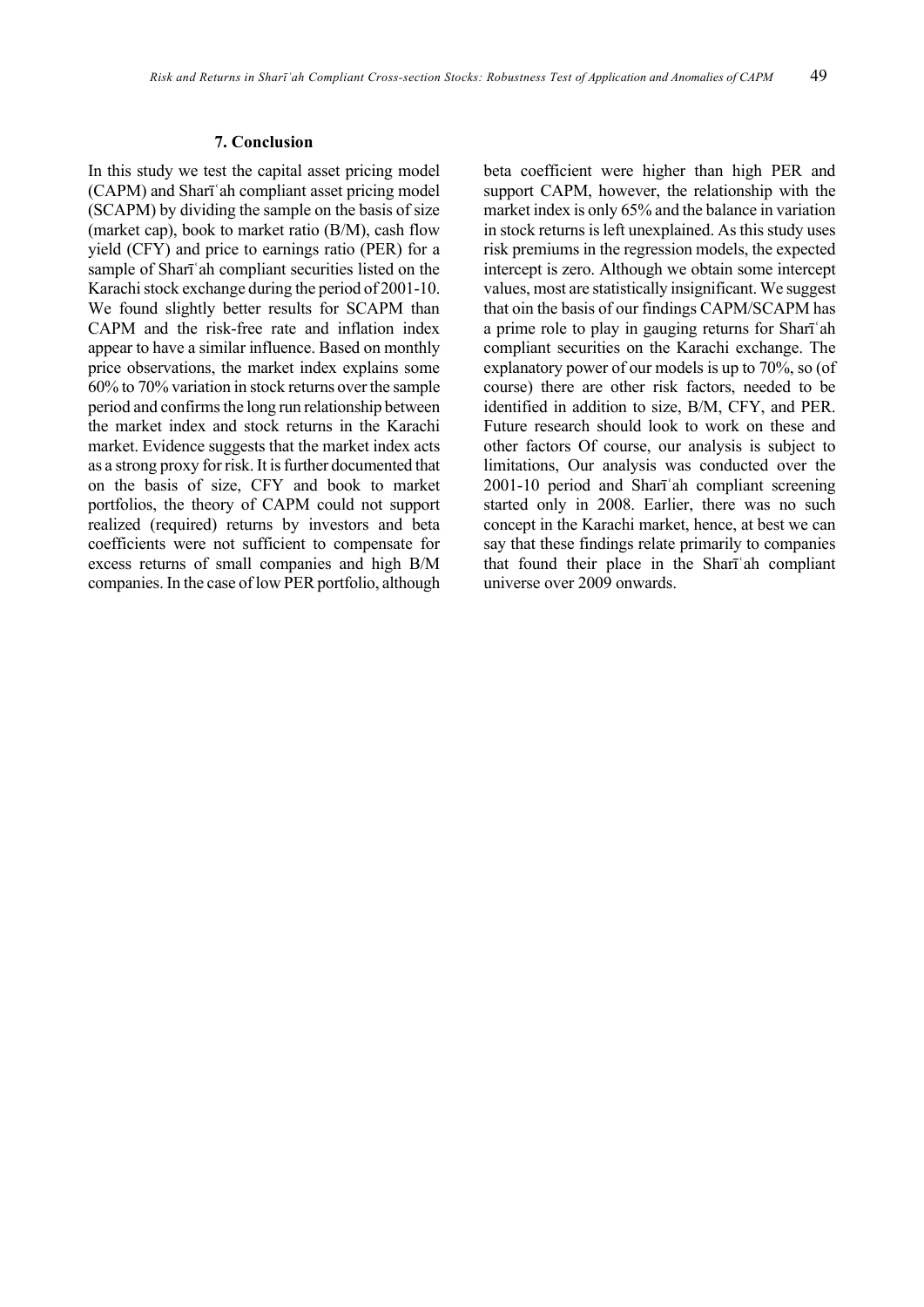### 7. Conclusion

In this study we test the capital asset pricing model (CAPM) and Sharīʿah compliant asset pricing model (SCAPM) by dividing the sample on the basis of size (market cap), book to market ratio (B/M), cash flow yield (CFY) and price to earnings ratio (PER) for a sample of Sharīʿah compliant securities listed on the Karachi stock exchange during the period of 2001-10. We found slightly better results for SCAPM than CAPM and the risk-free rate and inflation index appear to have a similar influence. Based on monthly price observations, the market index explains some 60% to 70% variation in stock returns over the sample period and confirms the long run relationship between the market index and stock returns in the Karachi market. Evidence suggests that the market index acts as a strong proxy for risk. It is further documented that on the basis of size, CFY and book to market portfolios, the theory of CAPM could not support realized (required) returns by investors and beta coefficients were not sufficient to compensate for excess returns of small companies and high B/M companies. In the case of low PER portfolio, although beta coefficient were higher than high PER and support CAPM, however, the relationship with the market index is only 65% and the balance in variation in stock returns is left unexplained. As this study uses risk premiums in the regression models, the expected intercept is zero. Although we obtain some intercept values, most are statistically insignificant. We suggest that oin the basis of our findings CAPM/SCAPM has a prime role to play in gauging returns for Sharīʿah compliant securities on the Karachi exchange. The explanatory power of our models is up to 70%, so (of course) there are other risk factors, needed to be identified in addition to size, B/M, CFY, and PER. Future research should look to work on these and other factors Of course, our analysis is subject to limitations, Our analysis was conducted over the 2001-10 period and Sharīʿah compliant screening started only in 2008. Earlier, there was no such concept in the Karachi market, hence, at best we can say that these findings relate primarily to companies that found their place in the Sharīʿah compliant universe over 2009 onwards.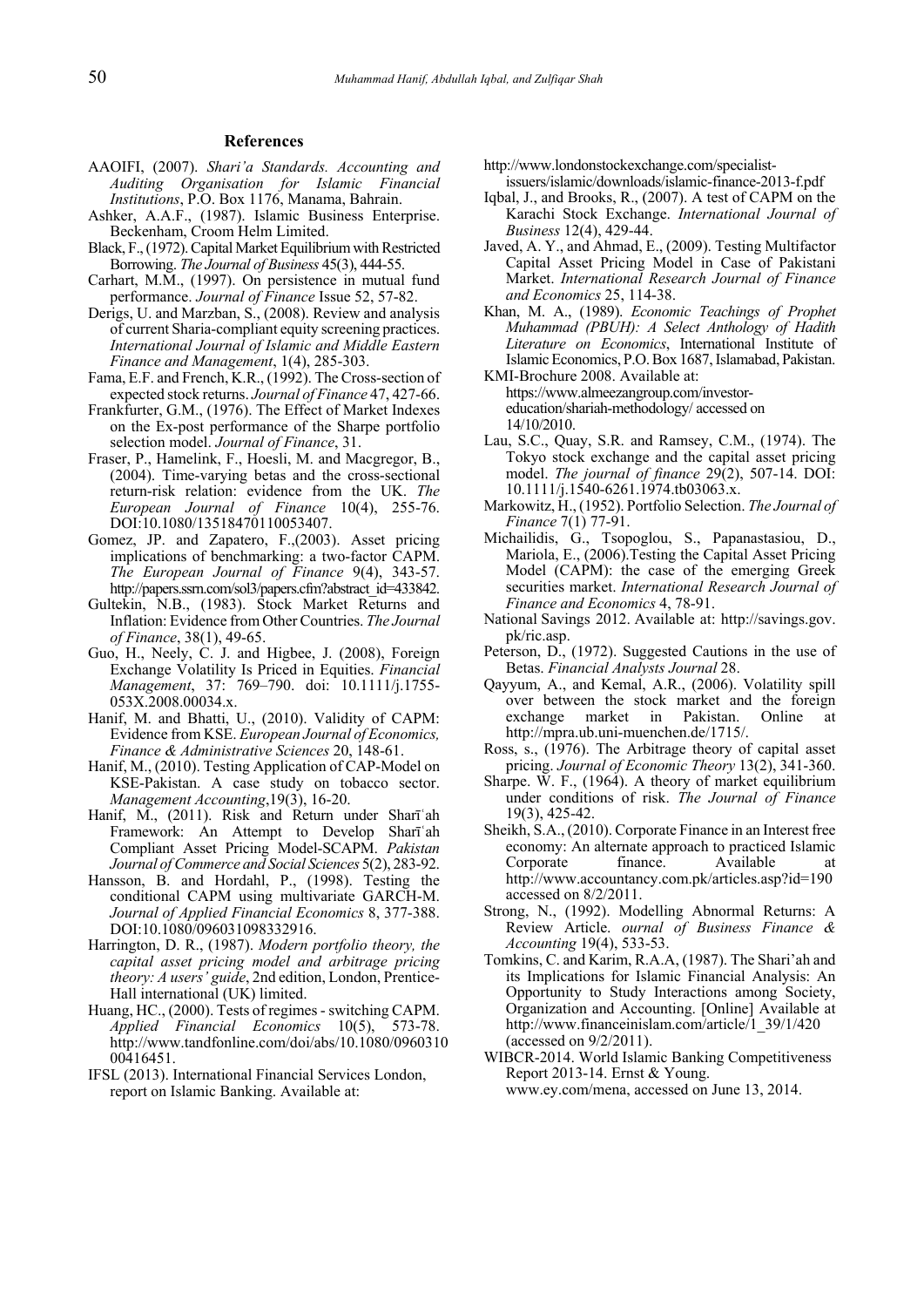## References

AAOIFI, (2007). *Shari'a Standards. Accounting and Auditing Organisation for Islamic Financial Institutions*, P.O. Box 1176, Manama, Bahrain.

Ashker, A.A.F., (1987). Islamic Business Enterprise. Beckenham, Croom Helm Limited.

Black, F., (1972). Capital Market Equilibrium with Restricted Borrowing. *The Journal of Business* 45(3), 444-55.

Carhart, M.M., (1997). On persistence in mutual fund performance. *Journal of Finance* Issue 52, 57-82.

Derigs, U. and Marzban, S., (2008). Review and analysis of current Sharia-compliant equity screening practices. *International Journal of Islamic and Middle Eastern Finance and Management*, 1(4), 285-303.

Fama, E.F. and French, K.R., (1992). The Cross-section of expected stock returns. *Journal of Finance* 47, 427-66.

Frankfurter, G.M., (1976). The Effect of Market Indexes on the Ex-post performance of the Sharpe portfolio selection model. *Journal of Finance*, 31.

Fraser, P., Hamelink, F., Hoesli, M. and Macgregor, B., (2004). Time-varying betas and the cross-sectional return-risk relation: evidence from the UK. *The European Journal of Finance* 10(4), 255-76. DOI:10.1080/13518470110053407.

Gomez, JP. and Zapatero, F.,(2003). Asset pricing implications of benchmarking: a two-factor CAPM. *The European Journal of Finance* 9(4), 343-57. http://papers.ssrn.com/sol3/papers.cfm?abstract_id=433842.

Gultekin, N.B., (1983). Stock Market Returns and Inflation: Evidence from Other Countries. *The Journal of Finance*, 38(1), 49-65.

Guo, H., Neely, C. J. and Higbee, J. (2008), Foreign Exchange Volatility Is Priced in Equities. *Financial Management*, 37: 769–790. doi: 10.1111/j.1755-053X.2008.00034.x.

Hanif, M. and Bhatti, U., (2010). Validity of CAPM: Evidence from KSE. *European Journal of Economics, Finance & Administrative Sciences* 20, 148-61.

Hanif, M., (2010). Testing Application of CAP-Model on KSE-Pakistan. A case study on tobacco sector. *Management Accounting*,19(3), 16-20.

Hanif, M., (2011). Risk and Return under Sharīʿah Framework: An Attempt to Develop Sharīʿah Compliant Asset Pricing Model-SCAPM. *Pakistan Journal of Commerce and Social Sciences* 5(2), 283-92.

Hansson, B. and Hordahl, P., (1998). Testing the conditional CAPM using multivariate GARCH-M. *Journal of Applied Financial Economics* 8, 377-388. DOI:10.1080/096031098332916.

Harrington, D. R., (1987). *Modern portfolio theory, the capital asset pricing model and arbitrage pricing theory: A users' guide*, 2nd edition, London, Prentice-Hall international (UK) limited.

Huang, HC., (2000). Tests of regimes - switching CAPM. *Applied Financial Economics* 10(5), 573-78. http://www.tandfonline.com/doi/abs/10.1080/096031000416451.

IFSL (2013). International Financial Services London, report on Islamic Banking. Available at: http://www.londonstockexchange.com/specialist-issuers/islamic/downloads/islamic-finance-2013-f.pdf

Iqbal, J., and Brooks, R., (2007). A test of CAPM on the Karachi Stock Exchange. *International Journal of Business* 12(4), 429-44.

Javed, A. Y., and Ahmad, E., (2009). Testing Multifactor Capital Asset Pricing Model in Case of Pakistani Market. *International Research Journal of Finance and Economics* 25, 114-38.

Khan, M. A., (1989). *Economic Teachings of Prophet Muhammad (PBUH): A Select Anthology of Hadith Literature on Economics*, International Institute of Islamic Economics, P.O. Box 1687, Islamabad, Pakistan.

KMI-Brochure 2008. Available at: https://www.almeezangroup.com/investor-education/shariah-methodology/ accessed on 14/10/2010.

Lau, S.C., Quay, S.R. and Ramsey, C.M., (1974). The Tokyo stock exchange and the capital asset pricing model. *The journal of finance* 29(2), 507-14. DOI: 10.1111/j.1540-6261.1974.tb03063.x.

Markowitz, H., (1952). Portfolio Selection. *The Journal of Finance* 7(1) 77-91.

Michailidis, G., Tsopoglou, S., Papanastasiou, D., Mariola, E., (2006).Testing the Capital Asset Pricing Model (CAPM): the case of the emerging Greek securities market. *International Research Journal of Finance and Economics* 4, 78-91.

National Savings 2012. Available at: http://savings.gov.pk/ric.asp.

Peterson, D., (1972). Suggested Cautions in the use of Betas. *Financial Analysts Journal* 28.

Qayyum, A., and Kemal, A.R., (2006). Volatility spill over between the stock market and the foreign exchange market in Pakistan. Online at http://mpra.ub.uni-muenchen.de/1715/.

Ross, s., (1976). The Arbitrage theory of capital asset pricing. *Journal of Economic Theory* 13(2), 341-360.

Sharpe. W. F., (1964). A theory of market equilibrium under conditions of risk. *The Journal of Finance* 19(3), 425-42.

Sheikh, S.A., (2010). Corporate Finance in an Interest free economy: An alternate approach to practiced Islamic Corporate finance. Available at http://www.accountancy.com.pk/articles.asp?id=190 accessed on 8/2/2011.

Strong, N., (1992). Modelling Abnormal Returns: A Review Article. *ournal of Business Finance & Accounting* 19(4), 533-53.

Tomkins, C. and Karim, R.A.A, (1987). The Shari'ah and its Implications for Islamic Financial Analysis: An Opportunity to Study Interactions among Society, Organization and Accounting. [Online] Available at http://www.financeinislam.com/article/1_39/1/420 (accessed on 9/2/2011).

WIBCR-2014. World Islamic Banking Competitiveness Report 2013-14. Ernst & Young. www.ey.com/mena, accessed on June 13, 2014.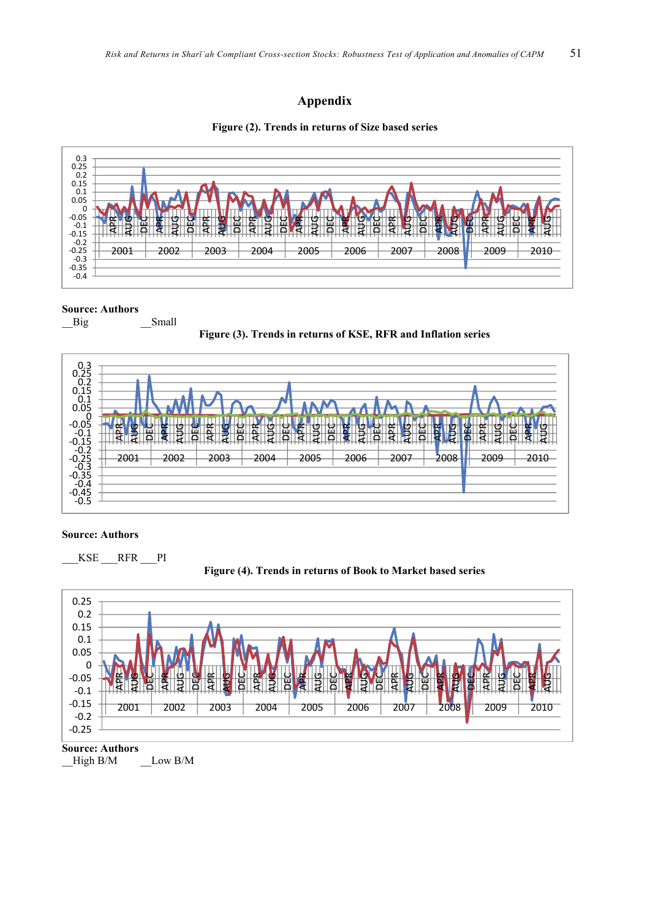# Appendix

**Figure (2). Trends in returns of Size based series**

**Source: Authors**

__Big __Small

**Figure (3). Trends in returns of KSE, RFR and Inflation series**

**Source: Authors**

___KSE ___RFR ___PI

**Figure (4). Trends in returns of Book to Market based series**

**Source: Authors**

__High B/M __Low B/M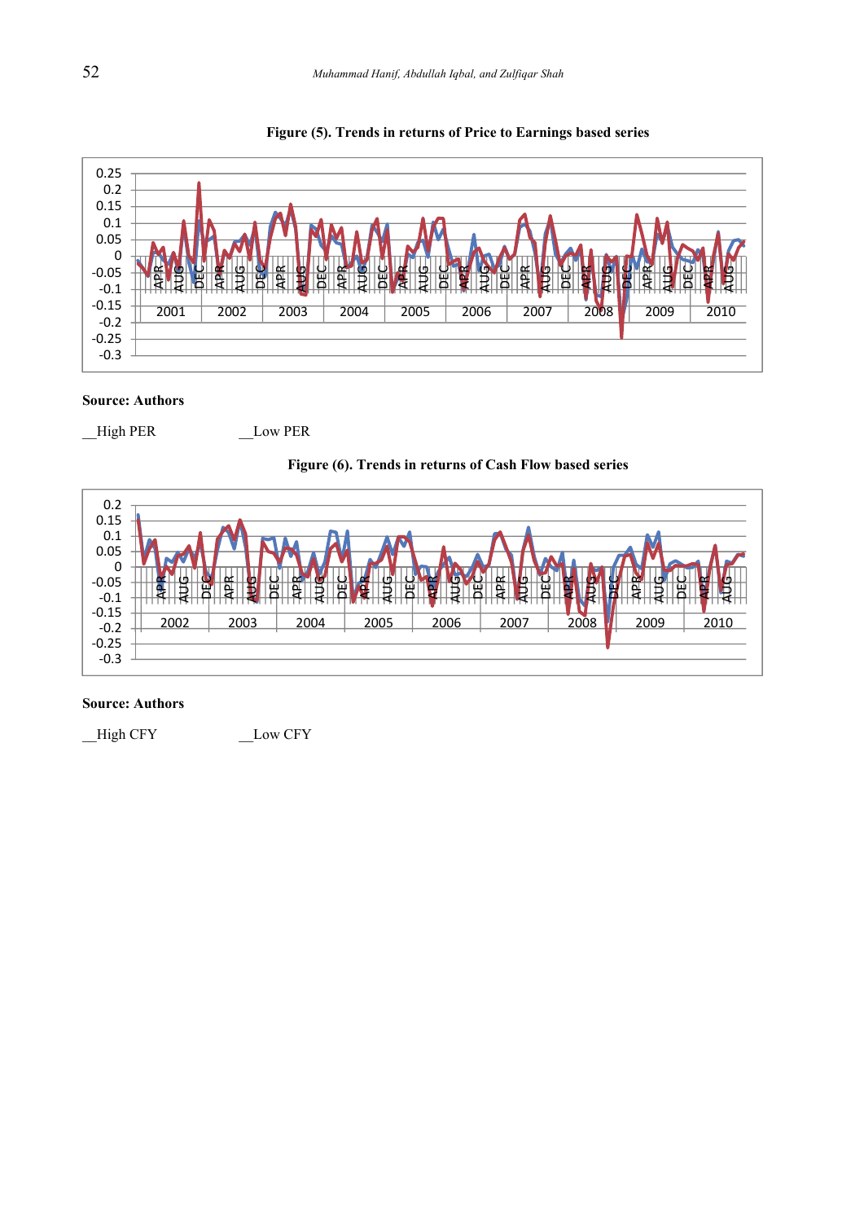**Figure (5). Trends in returns of Price to Earnings based series**

**Source: Authors**

__High PER __Low PER

**Figure (6). Trends in returns of Cash Flow based series**

**Source: Authors**

__High CFY __Low CFY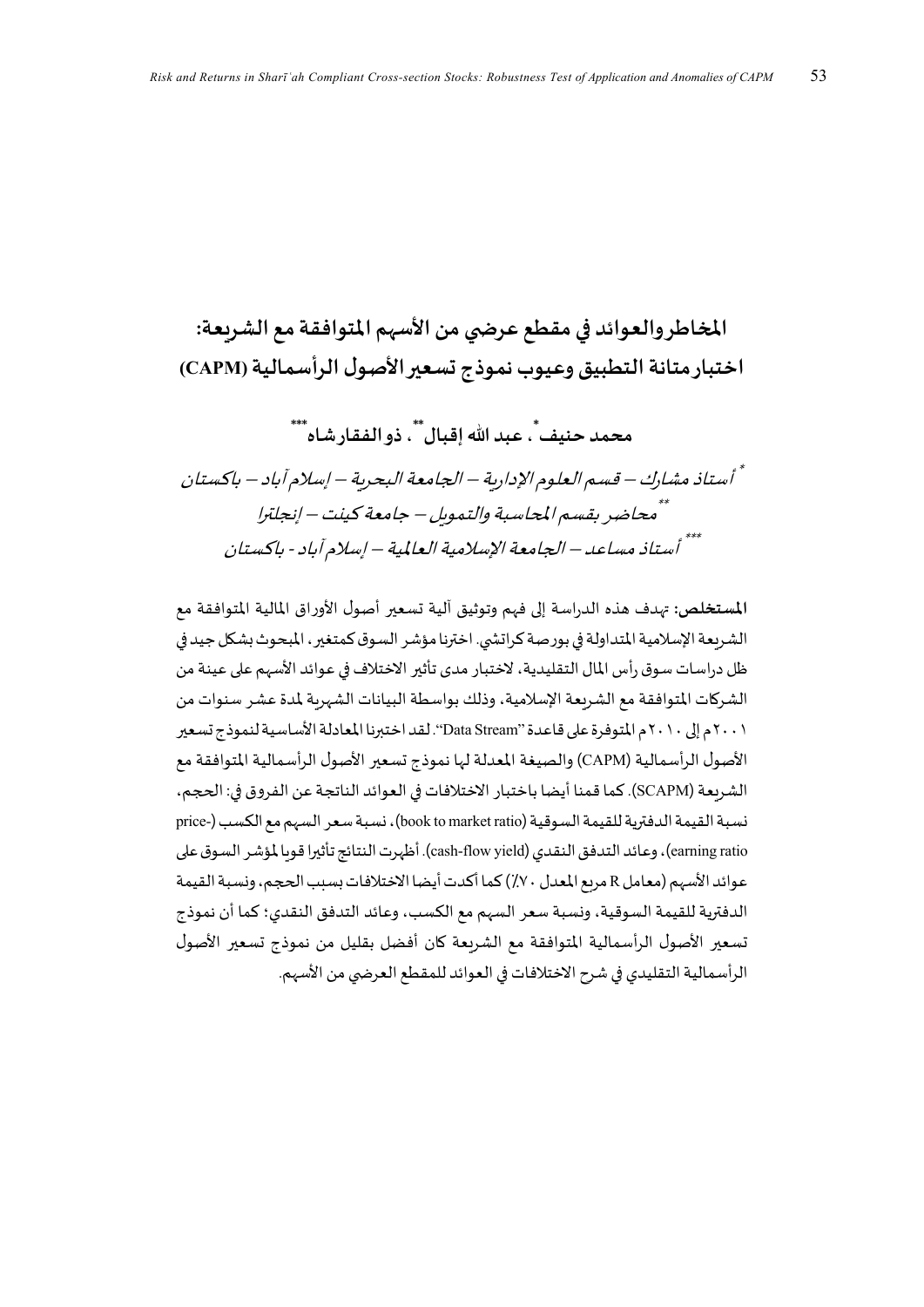# المخاطروالعوائد في مقطع عرضي من الأسهم المتوافقة مع الشريعة: اختبارمتانة التطبيق وعيوب نموذج تسعيرالأصول الرأسمالية (CAPM)

**محمد حنيف [*]، عبد الله إقبال [**]، ذو الفقار شاه [***]**

*[*] أستاذ مشارك – قسم العلوم الإدارية – الجامعة البحرية – إسلام آباد – باكستان*

*[**] محاضر بقسم المحاسبة والتمويل – جامعة كينت – إنجلترا*

*[***] أستاذ مساعد – الجامعة الإسلامية العالمية – إسلام آباد - باكستان*

**المستخلص:** تهدف هذه الدراسة إلى فهم وتوثيق آلية تسعير أصول الأوراق المالية المتوافقة مع الشريعة الإسلامية المتداولة في بورصة كراتشي. اخترنا مؤشر السوق كمتغير، المبحوث بشكل جيد في ظل دراسات سوق رأس المال التقليدية، لاختبار مدى تأثير الاختلاف في عوائد الأسهم على عينة من الشركات المتوافقة مع الشريعة الإسلامية، وذلك بواسطة البيانات الشهرية لمدة عشر سنوات من ٢٠٠١م إلى ٢٠١٠م المتوفرة على قاعدة "Data Stream". لقد اختبرنا المعادلة الأساسية لنموذج تسعير الأصول الرأسمالية (CAPM) والصيغة المعدلة لها نموذج تسعير الأصول الرأسمالية المتوافقة مع الشريعة (SCAPM). كما قمنا أيضا باختبار الاختلافات في العوائد الناتجة عن الفروق في: الحجم، نسبة القيمة الدفترية للقيمة السوقية (book to market ratio)، نسبة سعر السهم مع الكسب (price-earning ratio)، وعائد التدفق النقدي (cash-flow yield). أظهرت النتائج تأثيرا قويا لمؤشر السوق على عوائد الأسهم (معامل R مربع المعدل ٧٠٪) كما أكدت أيضا الاختلافات بسبب الحجم، ونسبة القيمة الدفترية للقيمة السوقية، ونسبة سعر السهم مع الكسب، وعائد التدفق النقدي؛ كما أن نموذج تسعير الأصول الرأسمالية المتوافقة مع الشريعة كان أفضل بقليل من نموذج تسعير الأصول الرأسمالية التقليدي في شرح الاختلافات في العوائد للمقطع العرضي من الأسهم.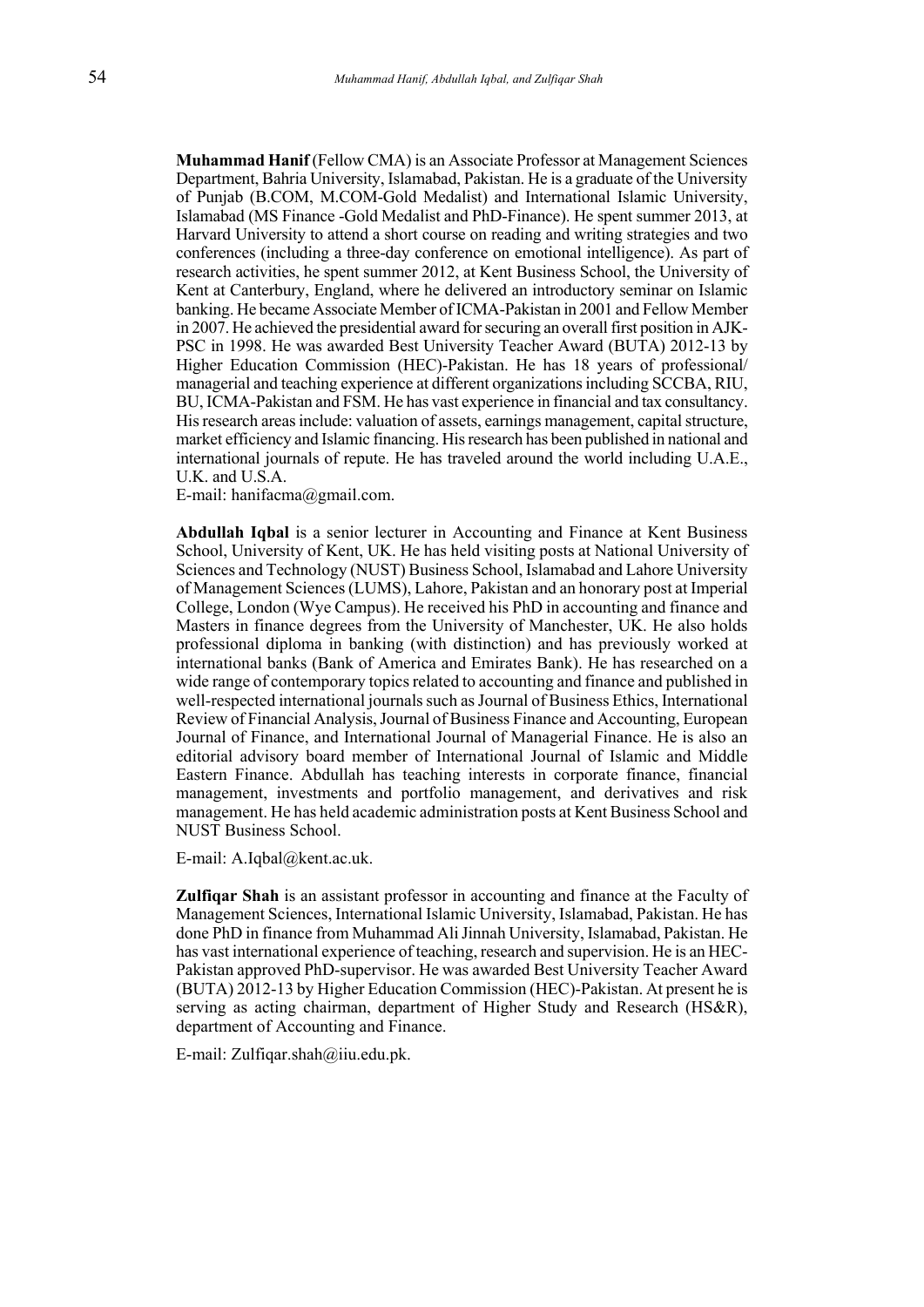**Muhammad Hanif** (Fellow CMA) is an Associate Professor at Management Sciences Department, Bahria University, Islamabad, Pakistan. He is a graduate of the University of Punjab (B.COM, M.COM-Gold Medalist) and International Islamic University, Islamabad (MS Finance -Gold Medalist and PhD-Finance). He spent summer 2013, at Harvard University to attend a short course on reading and writing strategies and two conferences (including a three-day conference on emotional intelligence). As part of research activities, he spent summer 2012, at Kent Business School, the University of Kent at Canterbury, England, where he delivered an introductory seminar on Islamic banking. He became Associate Member of ICMA-Pakistan in 2001 and Fellow Member in 2007. He achieved the presidential award for securing an overall first position in AJK-PSC in 1998. He was awarded Best University Teacher Award (BUTA) 2012-13 by Higher Education Commission (HEC)-Pakistan. He has 18 years of professional/ managerial and teaching experience at different organizations including SCCBA, RIU, BU, ICMA-Pakistan and FSM. He has vast experience in financial and tax consultancy. His research areas include: valuation of assets, earnings management, capital structure, market efficiency and Islamic financing. His research has been published in national and international journals of repute. He has traveled around the world including U.A.E., U.K. and U.S.A.
E-mail: hanifacma@gmail.com.

**Abdullah Iqbal** is a senior lecturer in Accounting and Finance at Kent Business School, University of Kent, UK. He has held visiting posts at National University of Sciences and Technology (NUST) Business School, Islamabad and Lahore University of Management Sciences (LUMS), Lahore, Pakistan and an honorary post at Imperial College, London (Wye Campus). He received his PhD in accounting and finance and Masters in finance degrees from the University of Manchester, UK. He also holds professional diploma in banking (with distinction) and has previously worked at international banks (Bank of America and Emirates Bank). He has researched on a wide range of contemporary topics related to accounting and finance and published in well-respected international journals such as Journal of Business Ethics, International Review of Financial Analysis, Journal of Business Finance and Accounting, European Journal of Finance, and International Journal of Managerial Finance. He is also an editorial advisory board member of International Journal of Islamic and Middle Eastern Finance. Abdullah has teaching interests in corporate finance, financial management, investments and portfolio management, and derivatives and risk management. He has held academic administration posts at Kent Business School and NUST Business School.

E-mail: A.Iqbal@kent.ac.uk.

**Zulfiqar Shah** is an assistant professor in accounting and finance at the Faculty of Management Sciences, International Islamic University, Islamabad, Pakistan. He has done PhD in finance from Muhammad Ali Jinnah University, Islamabad, Pakistan. He has vast international experience of teaching, research and supervision. He is an HEC-Pakistan approved PhD-supervisor. He was awarded Best University Teacher Award (BUTA) 2012-13 by Higher Education Commission (HEC)-Pakistan. At present he is serving as acting chairman, department of Higher Study and Research (HS&R), department of Accounting and Finance.

E-mail: Zulfiqar.shah@iiu.edu.pk.